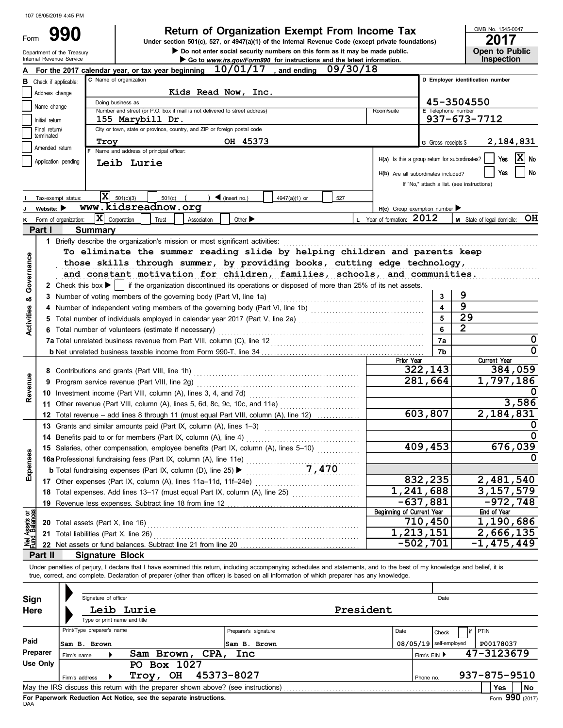107 08/05/2019 4:45 PM

# Form 990

## Return of Organization Exempt From Income Tax

Under section 501(c), 527, or 4947(a)(1) of the Internal Revenue Code (except private foundations)

▶ Do not enter social security numbers on this form as it may be made public.

▶ Go to *www.irs.gov/Form990* for instructions and the latest information.

Department of the Treasury
Internal Revenue Service

OMB No. 1545-0047

**2017**

**Open to Public Inspection**

**A** For the 2017 calendar year, or tax year beginning 10/01/17, and ending 09/30/18

**B** Check if applicable:
- [ ] Address change
- [ ] Name change
- [ ] Initial return
- [ ] Final return/terminated
- [ ] Amended return
- [ ] Application pending

**C** Name of organization: Kids Read Now, Inc.

Doing business as:

Number and street (or P.O. box if mail is not delivered to street address): 155 Marybill Dr.

Room/suite:

City or town, state or province, country, and ZIP or foreign postal code: Troy OH 45373

**D** Employer identification number: 45-3504550

**E** Telephone number: 937-673-7712

**G** Gross receipts $ 2,184,831

**F** Name and address of principal officer: Leib Lurie

**H(a)** Is this a group return for subordinates? [ ] Yes [X] No

**H(b)** Are all subordinates included? [ ] Yes [ ] No
If "No," attach a list. (see instructions)

**I** Tax-exempt status: [X] 501(c)(3) [ ] 501(c) ( ) ◀ (insert no.) [ ] 4947(a)(1) or [ ] 527

**J** Website: ▶ www.kidsreadnow.org

**H(c)** Group exemption number ▶

**K** Form of organization: [X] Corporation [ ] Trust [ ] Association [ ] Other ▶

**L** Year of formation: 2012

**M** State of legal domicile: OH

## Part I Summary

### Activities & Governance

1 Briefly describe the organization's mission or most significant activities:
To eliminate the summer reading slide by helping children and parents keep those skills through summer, by providing books, cutting edge technology, and constant motivation for children, families, schools, and communities.

2 Check this box ▶ [ ] if the organization discontinued its operations or disposed of more than 25% of its net assets.

| Line | Description | No. | Value |
|---|---|---|---|
| 3 | Number of voting members of the governing body (Part VI, line 1a) | 3 | 9 |
| 4 | Number of independent voting members of the governing body (Part VI, line 1b) | 4 | 9 |
| 5 | Total number of individuals employed in calendar year 2017 (Part V, line 2a) | 5 | 29 |
| 6 | Total number of volunteers (estimate if necessary) | 6 | 2 |
| 7a | Total unrelated business revenue from Part VIII, column (C), line 12 | 7a | 0 |
| b | Net unrelated business taxable income from Form 990-T, line 34 | 7b | 0 |

### Revenue, Expenses, and Net Assets

| Line | Description | Prior Year | Current Year |
|---|---|---|---|
| 8 | Contributions and grants (Part VIII, line 1h) | 322,143 | 384,059 |
| 9 | Program service revenue (Part VIII, line 2g) | 281,664 | 1,797,186 |
| 10 | Investment income (Part VIII, column (A), lines 3, 4, and 7d) | | 0 |
| 11 | Other revenue (Part VIII, column (A), lines 5, 6d, 8c, 9c, 10c, and 11e) | | 3,586 |
| 12 | Total revenue – add lines 8 through 11 (must equal Part VIII, column (A), line 12) | 603,807 | 2,184,831 |
| 13 | Grants and similar amounts paid (Part IX, column (A), lines 1–3) | | 0 |
| 14 | Benefits paid to or for members (Part IX, column (A), line 4) | | 0 |
| 15 | Salaries, other compensation, employee benefits (Part IX, column (A), lines 5–10) | 409,453 | 676,039 |
| 16a | Professional fundraising fees (Part IX, column (A), line 11e) | | 0 |
| b | Total fundraising expenses (Part IX, column (D), line 25) ▶ 7,470 | | |
| 17 | Other expenses (Part IX, column (A), lines 11a–11d, 11f–24e) | 832,235 | 2,481,540 |
| 18 | Total expenses. Add lines 13–17 (must equal Part IX, column (A), line 25) | 1,241,688 | 3,157,579 |
| 19 | Revenue less expenses. Subtract line 18 from line 12 | -637,881 | -972,748 |

| Line | Description | Beginning of Current Year | End of Year |
|---|---|---|---|
| 20 | Total assets (Part X, line 16) | 710,450 | 1,190,686 |
| 21 | Total liabilities (Part X, line 26) | 1,213,151 | 2,666,135 |
| 22 | Net assets or fund balances. Subtract line 21 from line 20 | -502,701 | -1,475,449 |

## Part II Signature Block

Under penalties of perjury, I declare that I have examined this return, including accompanying schedules and statements, and to the best of my knowledge and belief, it is true, correct, and complete. Declaration of preparer (other than officer) is based on all information of which preparer has any knowledge.

**Sign Here**

Signature of officer | Date

Leib Lurie President
Type or print name and title

**Paid Preparer Use Only**

| Print/Type preparer's name | Preparer's signature | Date | Check [ ] if self-employed | PTIN |
|---|---|---|---|---|
| Sam B. Brown | Sam B. Brown | 08/05/19 | | P00178037 |

Firm's name ▶ Sam Brown, CPA, Inc — Firm's EIN ▶ 47-3123679

Firm's address ▶ PO Box 1027, Troy, OH 45373-8027 — Phone no. 937-875-9510

May the IRS discuss this return with the preparer shown above? (see instructions) [ ] Yes [ ] No

**For Paperwork Reduction Act Notice, see the separate instructions.**

DAA

Form **990** (2017)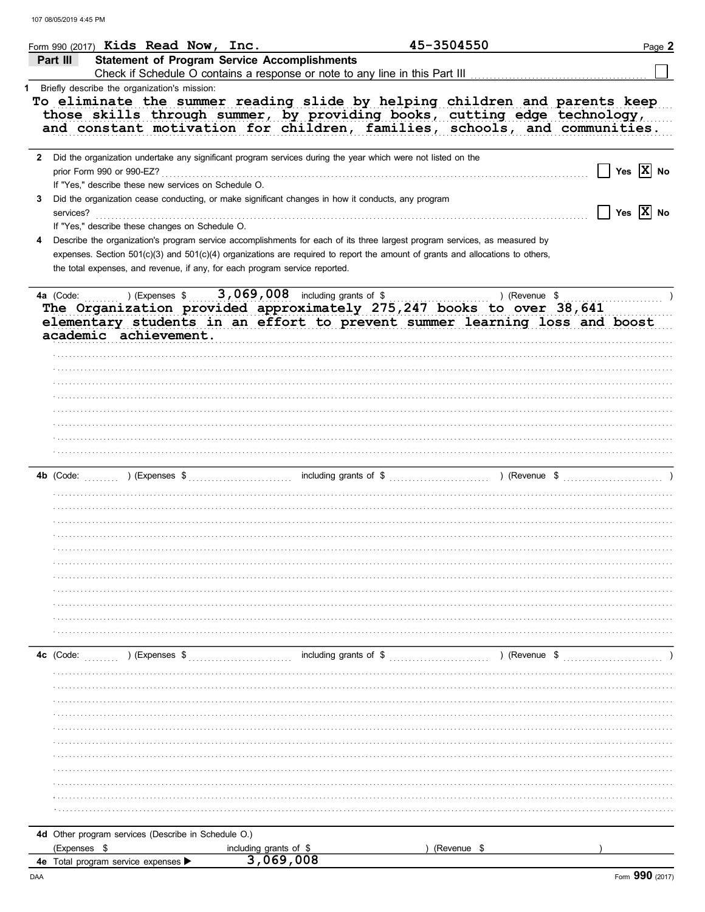Form 990 (2017) **Kids Read Now, Inc.** 45-3504550

## Part III Statement of Program Service Accomplishments

Check if Schedule O contains a response or note to any line in this Part III ☐

**1** Briefly describe the organization's mission:

To eliminate the summer reading slide by helping children and parents keep those skills through summer, by providing books, cutting edge technology, and constant motivation for children, families, schools, and communities.

**2** Did the organization undertake any significant program services during the year which were not listed on the prior Form 990 or 990-EZ? ☐ Yes ☒ No

If "Yes," describe these new services on Schedule O.

**3** Did the organization cease conducting, or make significant changes in how it conducts, any program services? ☐ Yes ☒ No

If "Yes," describe these changes on Schedule O.

**4** Describe the organization's program service accomplishments for each of its three largest program services, as measured by expenses. Section 501(c)(3) and 501(c)(4) organizations are required to report the amount of grants and allocations to others, the total expenses, and revenue, if any, for each program service reported.

**4a** (Code: ) (Expenses $ 3,069,008 including grants of $ ) (Revenue $ )

The Organization provided approximately 275,247 books to over 38,641 elementary students in an effort to prevent summer learning loss and boost academic achievement.

**4b** (Code: ) (Expenses $ including grants of $ ) (Revenue $ )

**4c** (Code: ) (Expenses $ including grants of $ ) (Revenue $ )

**4d** Other program services (Describe in Schedule O.)

(Expenses $ including grants of $ ) (Revenue $ )

**4e** Total program service expenses ▶ 3,069,008

Form **990** (2017)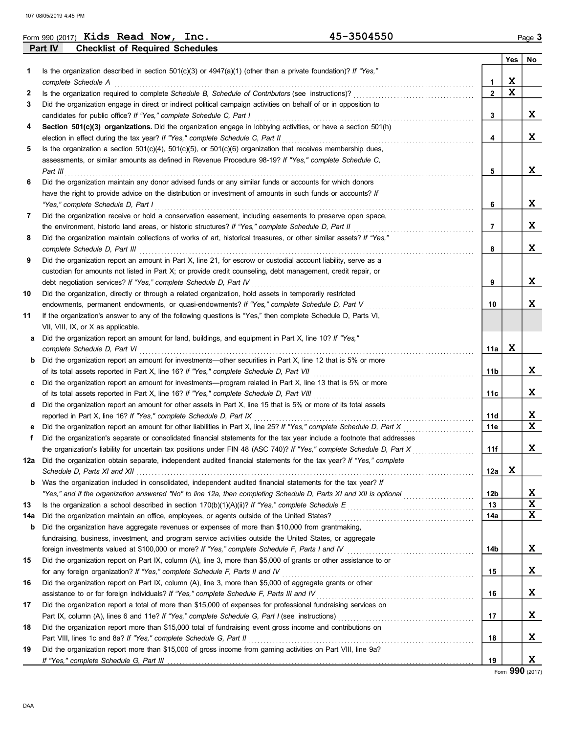Form 990 (2017) **Kids Read Now, Inc.** **45-3504550**

## Part IV Checklist of Required Schedules

| | | | Yes | No |
|---|---|---|---|---|
| **1** | Is the organization described in section 501(c)(3) or 4947(a)(1) (other than a private foundation)? *If "Yes," complete Schedule A* | 1 | X | |
| **2** | Is the organization required to complete *Schedule B, Schedule of Contributors* (see instructions)? | 2 | X | |
| **3** | Did the organization engage in direct or indirect political campaign activities on behalf of or in opposition to candidates for public office? *If "Yes," complete Schedule C, Part I* | 3 | | X |
| **4** | **Section 501(c)(3) organizations.** Did the organization engage in lobbying activities, or have a section 501(h) election in effect during the tax year? *If "Yes," complete Schedule C, Part II* | 4 | | X |
| **5** | Is the organization a section 501(c)(4), 501(c)(5), or 501(c)(6) organization that receives membership dues, assessments, or similar amounts as defined in Revenue Procedure 98-19? *If "Yes," complete Schedule C, Part III* | 5 | | X |
| **6** | Did the organization maintain any donor advised funds or any similar funds or accounts for which donors have the right to provide advice on the distribution or investment of amounts in such funds or accounts? *If "Yes," complete Schedule D, Part I* | 6 | | X |
| **7** | Did the organization receive or hold a conservation easement, including easements to preserve open space, the environment, historic land areas, or historic structures? *If "Yes," complete Schedule D, Part II* | 7 | | X |
| **8** | Did the organization maintain collections of works of art, historical treasures, or other similar assets? *If "Yes," complete Schedule D, Part III* | 8 | | X |
| **9** | Did the organization report an amount in Part X, line 21, for escrow or custodial account liability, serve as a custodian for amounts not listed in Part X; or provide credit counseling, debt management, credit repair, or debt negotiation services? *If "Yes," complete Schedule D, Part IV* | 9 | | X |
| **10** | Did the organization, directly or through a related organization, hold assets in temporarily restricted endowments, permanent endowments, or quasi-endowments? *If "Yes," complete Schedule D, Part V* | 10 | | X |
| **11** | If the organization's answer to any of the following questions is "Yes," then complete Schedule D, Parts VI, VII, VIII, IX, or X as applicable. | | | |
| **a** | Did the organization report an amount for land, buildings, and equipment in Part X, line 10? *If "Yes," complete Schedule D, Part VI* | 11a | X | |
| **b** | Did the organization report an amount for investments—other securities in Part X, line 12 that is 5% or more of its total assets reported in Part X, line 16? *If "Yes," complete Schedule D, Part VII* | 11b | | X |
| **c** | Did the organization report an amount for investments—program related in Part X, line 13 that is 5% or more of its total assets reported in Part X, line 16? *If "Yes," complete Schedule D, Part VIII* | 11c | | X |
| **d** | Did the organization report an amount for other assets in Part X, line 15 that is 5% or more of its total assets reported in Part X, line 16? *If "Yes," complete Schedule D, Part IX* | 11d | | X |
| **e** | Did the organization report an amount for other liabilities in Part X, line 25? *If "Yes," complete Schedule D, Part X* | 11e | | X |
| **f** | Did the organization's separate or consolidated financial statements for the tax year include a footnote that addresses the organization's liability for uncertain tax positions under FIN 48 (ASC 740)? *If "Yes," complete Schedule D, Part X* | 11f | | X |
| **12a** | Did the organization obtain separate, independent audited financial statements for the tax year? *If "Yes," complete Schedule D, Parts XI and XII* | 12a | X | |
| **b** | Was the organization included in consolidated, independent audited financial statements for the tax year? *If "Yes," and if the organization answered "No" to line 12a, then completing Schedule D, Parts XI and XII is optional* | 12b | | X |
| **13** | Is the organization a school described in section 170(b)(1)(A)(ii)? *If "Yes," complete Schedule E* | 13 | | X |
| **14a** | Did the organization maintain an office, employees, or agents outside of the United States? | 14a | | X |
| **b** | Did the organization have aggregate revenues or expenses of more than $10,000 from grantmaking, fundraising, business, investment, and program service activities outside the United States, or aggregate foreign investments valued at $100,000 or more? *If "Yes," complete Schedule F, Parts I and IV* | 14b | | X |
| **15** | Did the organization report on Part IX, column (A), line 3, more than $5,000 of grants or other assistance to or for any foreign organization? *If "Yes," complete Schedule F, Parts II and IV* | 15 | | X |
| **16** | Did the organization report on Part IX, column (A), line 3, more than $5,000 of aggregate grants or other assistance to or for foreign individuals? *If "Yes," complete Schedule F, Parts III and IV* | 16 | | X |
| **17** | Did the organization report a total of more than $15,000 of expenses for professional fundraising services on Part IX, column (A), lines 6 and 11e? *If "Yes," complete Schedule G, Part I* (see instructions) | 17 | | X |
| **18** | Did the organization report more than $15,000 total of fundraising event gross income and contributions on Part VIII, lines 1c and 8a? *If "Yes," complete Schedule G, Part II* | 18 | | X |
| **19** | Did the organization report more than $15,000 of gross income from gaming activities on Part VIII, line 9a? *If "Yes," complete Schedule G, Part III* | 19 | | X |

Form **990** (2017)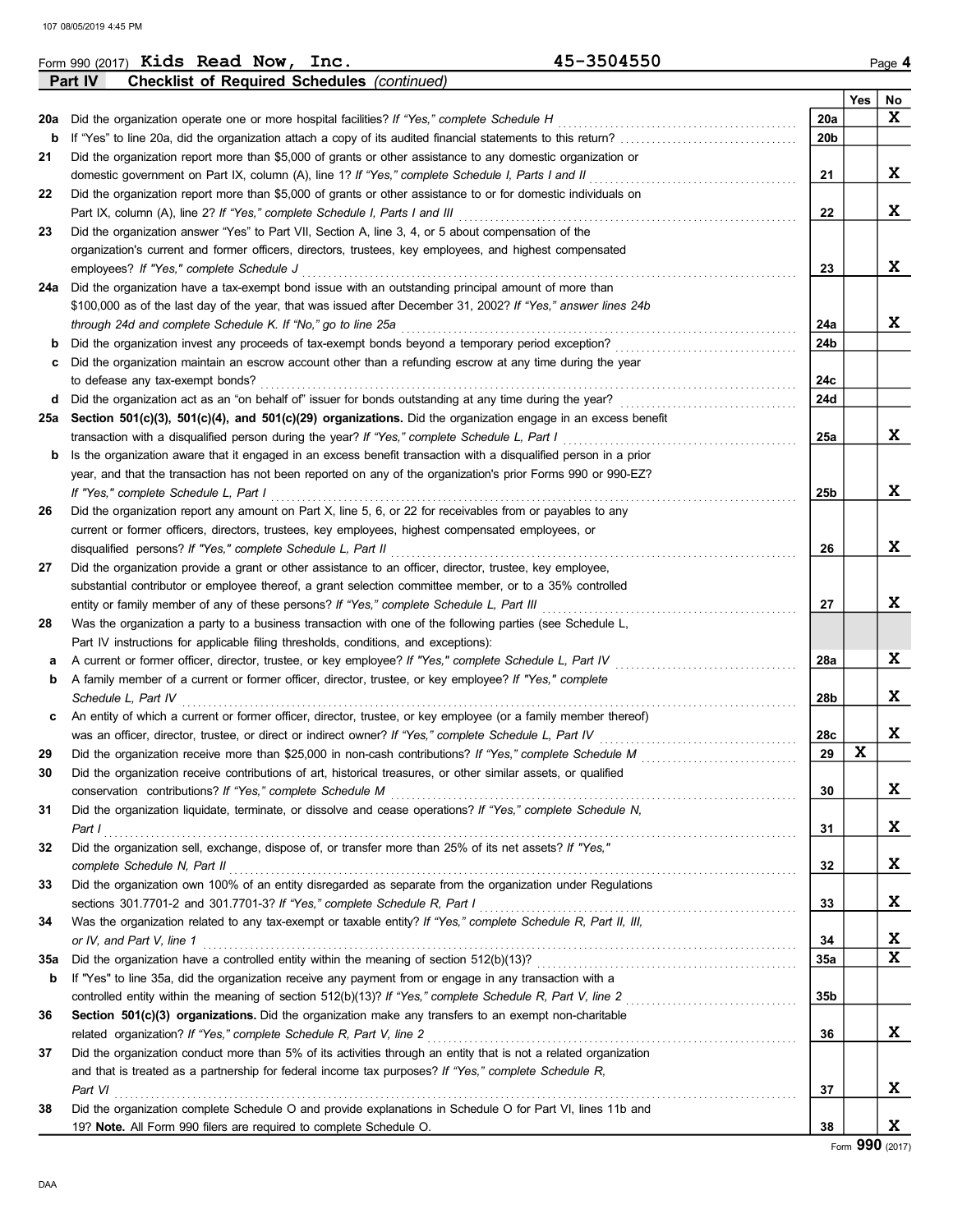Form 990 (2017) **Kids Read Now, Inc.** **45-3504550** Page **4**

## Part IV Checklist of Required Schedules *(continued)*

| | | | Yes | No |
|---|---|---|---|---|
| **20a** | Did the organization operate one or more hospital facilities? *If "Yes," complete Schedule H* | 20a | | X |
| **b** | If "Yes" to line 20a, did the organization attach a copy of its audited financial statements to this return? | 20b | | |
| **21** | Did the organization report more than $5,000 of grants or other assistance to any domestic organization or domestic government on Part IX, column (A), line 1? *If "Yes," complete Schedule I, Parts I and II* | 21 | | X |
| **22** | Did the organization report more than $5,000 of grants or other assistance to or for domestic individuals on Part IX, column (A), line 2? *If "Yes," complete Schedule I, Parts I and III* | 22 | | X |
| **23** | Did the organization answer "Yes" to Part VII, Section A, line 3, 4, or 5 about compensation of the organization's current and former officers, directors, trustees, key employees, and highest compensated employees? *If "Yes," complete Schedule J* | 23 | | X |
| **24a** | Did the organization have a tax-exempt bond issue with an outstanding principal amount of more than $100,000 as of the last day of the year, that was issued after December 31, 2002? *If "Yes," answer lines 24b through 24d and complete Schedule K. If "No," go to line 25a* | 24a | | X |
| **b** | Did the organization invest any proceeds of tax-exempt bonds beyond a temporary period exception? | 24b | | |
| **c** | Did the organization maintain an escrow account other than a refunding escrow at any time during the year to defease any tax-exempt bonds? | 24c | | |
| **d** | Did the organization act as an "on behalf of" issuer for bonds outstanding at any time during the year? | 24d | | |
| **25a** | **Section 501(c)(3), 501(c)(4), and 501(c)(29) organizations.** Did the organization engage in an excess benefit transaction with a disqualified person during the year? *If "Yes," complete Schedule L, Part I* | 25a | | X |
| **b** | Is the organization aware that it engaged in an excess benefit transaction with a disqualified person in a prior year, and that the transaction has not been reported on any of the organization's prior Forms 990 or 990-EZ? *If "Yes," complete Schedule L, Part I* | 25b | | X |
| **26** | Did the organization report any amount on Part X, line 5, 6, or 22 for receivables from or payables to any current or former officers, directors, trustees, key employees, highest compensated employees, or disqualified persons? *If "Yes," complete Schedule L, Part II* | 26 | | X |
| **27** | Did the organization provide a grant or other assistance to an officer, director, trustee, key employee, substantial contributor or employee thereof, a grant selection committee member, or to a 35% controlled entity or family member of any of these persons? *If "Yes," complete Schedule L, Part III* | 27 | | X |
| **28** | Was the organization a party to a business transaction with one of the following parties (see Schedule L, Part IV instructions for applicable filing thresholds, conditions, and exceptions): | | | |
| **a** | A current or former officer, director, trustee, or key employee? *If "Yes," complete Schedule L, Part IV* | 28a | | X |
| **b** | A family member of a current or former officer, director, trustee, or key employee? *If "Yes," complete Schedule L, Part IV* | 28b | | X |
| **c** | An entity of which a current or former officer, director, trustee, or key employee (or a family member thereof) was an officer, director, trustee, or direct or indirect owner? *If "Yes," complete Schedule L, Part IV* | 28c | | X |
| **29** | Did the organization receive more than $25,000 in non-cash contributions? *If "Yes," complete Schedule M* | 29 | X | |
| **30** | Did the organization receive contributions of art, historical treasures, or other similar assets, or qualified conservation contributions? *If "Yes," complete Schedule M* | 30 | | X |
| **31** | Did the organization liquidate, terminate, or dissolve and cease operations? *If "Yes," complete Schedule N, Part I* | 31 | | X |
| **32** | Did the organization sell, exchange, dispose of, or transfer more than 25% of its net assets? *If "Yes," complete Schedule N, Part II* | 32 | | X |
| **33** | Did the organization own 100% of an entity disregarded as separate from the organization under Regulations sections 301.7701-2 and 301.7701-3? *If "Yes," complete Schedule R, Part I* | 33 | | X |
| **34** | Was the organization related to any tax-exempt or taxable entity? *If "Yes," complete Schedule R, Part II, III, or IV, and Part V, line 1* | 34 | | X |
| **35a** | Did the organization have a controlled entity within the meaning of section 512(b)(13)? | 35a | | X |
| **b** | If "Yes" to line 35a, did the organization receive any payment from or engage in any transaction with a controlled entity within the meaning of section 512(b)(13)? *If "Yes," complete Schedule R, Part V, line 2* | 35b | | |
| **36** | **Section 501(c)(3) organizations.** Did the organization make any transfers to an exempt non-charitable related organization? *If "Yes," complete Schedule R, Part V, line 2* | 36 | | X |
| **37** | Did the organization conduct more than 5% of its activities through an entity that is not a related organization and that is treated as a partnership for federal income tax purposes? *If "Yes," complete Schedule R, Part VI* | 37 | | X |
| **38** | Did the organization complete Schedule O and provide explanations in Schedule O for Part VI, lines 11b and 19? **Note.** All Form 990 filers are required to complete Schedule O. | 38 | | X |

Form **990** (2017)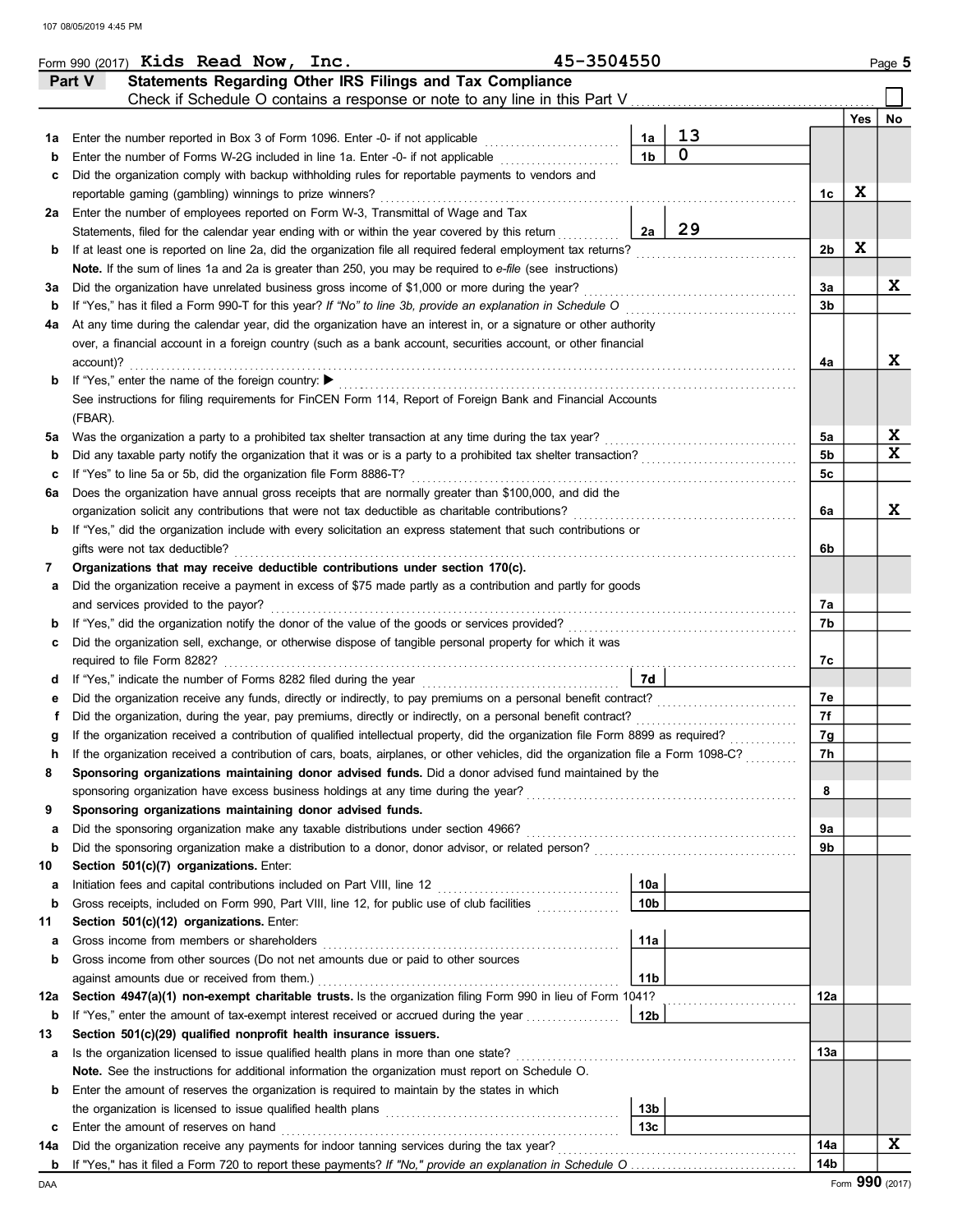Form 990 (2017) **Kids Read Now, Inc.** **45-3504550** Page **5**

## Part V Statements Regarding Other IRS Filings and Tax Compliance

Check if Schedule O contains a response or note to any line in this Part V ☐

| | | | | | Yes | No |
|---|---|---|---|---|---|---|
| **1a** | Enter the number reported in Box 3 of Form 1096. Enter -0- if not applicable | 1a | 13 | | | |
| **b** | Enter the number of Forms W-2G included in line 1a. Enter -0- if not applicable | 1b | 0 | | | |
| **c** | Did the organization comply with backup withholding rules for reportable payments to vendors and reportable gaming (gambling) winnings to prize winners? | | | 1c | X | |
| **2a** | Enter the number of employees reported on Form W-3, Transmittal of Wage and Tax Statements, filed for the calendar year ending with or within the year covered by this return | 2a | 29 | | | |
| **b** | If at least one is reported on line 2a, did the organization file all required federal employment tax returns? | | | 2b | X | |
| | **Note.** If the sum of lines 1a and 2a is greater than 250, you may be required to *e-file* (see instructions) | | | | | |
| **3a** | Did the organization have unrelated business gross income of $1,000 or more during the year? | | | 3a | | X |
| **b** | If "Yes," has it filed a Form 990-T for this year? *If "No" to line 3b, provide an explanation in Schedule O* | | | 3b | | |
| **4a** | At any time during the calendar year, did the organization have an interest in, or a signature or other authority over, a financial account in a foreign country (such as a bank account, securities account, or other financial account)? | | | 4a | | X |
| **b** | If "Yes," enter the name of the foreign country: ▶ | | | | | |
| | See instructions for filing requirements for FinCEN Form 114, Report of Foreign Bank and Financial Accounts (FBAR). | | | | | |
| **5a** | Was the organization a party to a prohibited tax shelter transaction at any time during the tax year? | | | 5a | | X |
| **b** | Did any taxable party notify the organization that it was or is a party to a prohibited tax shelter transaction? | | | 5b | | X |
| **c** | If "Yes" to line 5a or 5b, did the organization file Form 8886-T? | | | 5c | | |
| **6a** | Does the organization have annual gross receipts that are normally greater than $100,000, and did the organization solicit any contributions that were not tax deductible as charitable contributions? | | | 6a | | X |
| **b** | If "Yes," did the organization include with every solicitation an express statement that such contributions or gifts were not tax deductible? | | | 6b | | |
| **7** | **Organizations that may receive deductible contributions under section 170(c).** | | | | | |
| **a** | Did the organization receive a payment in excess of $75 made partly as a contribution and partly for goods and services provided to the payor? | | | 7a | | |
| **b** | If "Yes," did the organization notify the donor of the value of the goods or services provided? | | | 7b | | |
| **c** | Did the organization sell, exchange, or otherwise dispose of tangible personal property for which it was required to file Form 8282? | | | 7c | | |
| **d** | If "Yes," indicate the number of Forms 8282 filed during the year | 7d | | | | |
| **e** | Did the organization receive any funds, directly or indirectly, to pay premiums on a personal benefit contract? | | | 7e | | |
| **f** | Did the organization, during the year, pay premiums, directly or indirectly, on a personal benefit contract? | | | 7f | | |
| **g** | If the organization received a contribution of qualified intellectual property, did the organization file Form 8899 as required? | | | 7g | | |
| **h** | If the organization received a contribution of cars, boats, airplanes, or other vehicles, did the organization file a Form 1098-C? | | | 7h | | |
| **8** | **Sponsoring organizations maintaining donor advised funds.** Did a donor advised fund maintained by the sponsoring organization have excess business holdings at any time during the year? | | | 8 | | |
| **9** | **Sponsoring organizations maintaining donor advised funds.** | | | | | |
| **a** | Did the sponsoring organization make any taxable distributions under section 4966? | | | 9a | | |
| **b** | Did the sponsoring organization make a distribution to a donor, donor advisor, or related person? | | | 9b | | |
| **10** | **Section 501(c)(7) organizations.** Enter: | | | | | |
| **a** | Initiation fees and capital contributions included on Part VIII, line 12 | 10a | | | | |
| **b** | Gross receipts, included on Form 990, Part VIII, line 12, for public use of club facilities | 10b | | | | |
| **11** | **Section 501(c)(12) organizations.** Enter: | | | | | |
| **a** | Gross income from members or shareholders | 11a | | | | |
| **b** | Gross income from other sources (Do not net amounts due or paid to other sources against amounts due or received from them.) | 11b | | | | |
| **12a** | **Section 4947(a)(1) non-exempt charitable trusts.** Is the organization filing Form 990 in lieu of Form 1041? | | | 12a | | |
| **b** | If "Yes," enter the amount of tax-exempt interest received or accrued during the year | 12b | | | | |
| **13** | **Section 501(c)(29) qualified nonprofit health insurance issuers.** | | | | | |
| **a** | Is the organization licensed to issue qualified health plans in more than one state? | | | 13a | | |
| | **Note.** See the instructions for additional information the organization must report on Schedule O. | | | | | |
| **b** | Enter the amount of reserves the organization is required to maintain by the states in which the organization is licensed to issue qualified health plans | 13b | | | | |
| **c** | Enter the amount of reserves on hand | 13c | | | | |
| **14a** | Did the organization receive any payments for indoor tanning services during the tax year? | | | 14a | | X |
| **b** | If "Yes," has it filed a Form 720 to report these payments? *If "No," provide an explanation in Schedule O* | | | 14b | | |

DAA Form **990** (2017)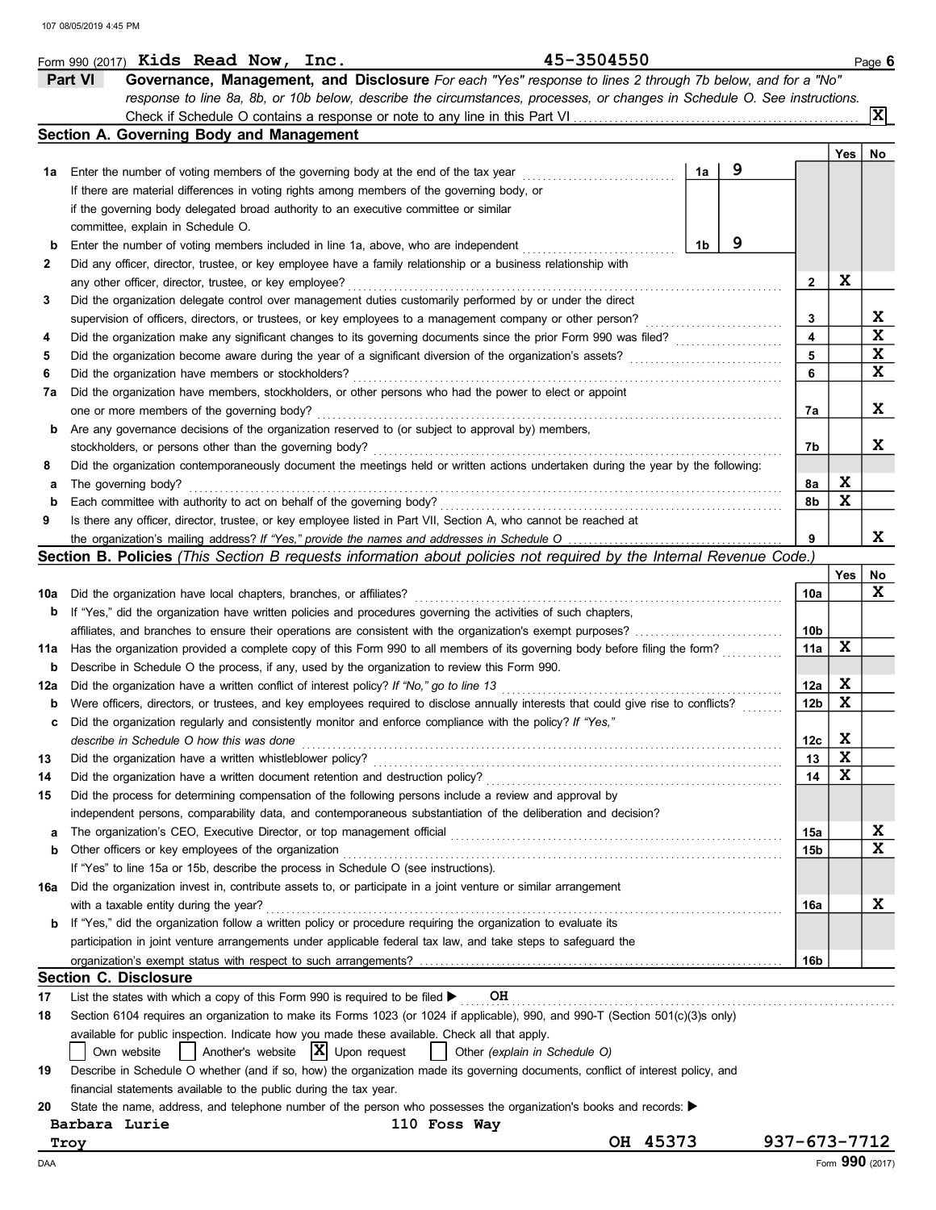Form 990 (2017) **Kids Read Now, Inc.** **45-3504550** Page **6**

## Part VI Governance, Management, and Disclosure

*For each "Yes" response to lines 2 through 7b below, and for a "No" response to line 8a, 8b, or 10b below, describe the circumstances, processes, or changes in Schedule O. See instructions.*

Check if Schedule O contains a response or note to any line in this Part VI ..... **X**

### Section A. Governing Body and Management

| | | | | Yes | No |
|---|---|---|---|---|---|
| **1a** | Enter the number of voting members of the governing body at the end of the tax year | 1a | 9 | | |
| | If there are material differences in voting rights among members of the governing body, or if the governing body delegated broad authority to an executive committee or similar committee, explain in Schedule O. | | | | |
| **b** | Enter the number of voting members included in line 1a, above, who are independent | 1b | 9 | | |
| **2** | Did any officer, director, trustee, or key employee have a family relationship or a business relationship with any other officer, director, trustee, or key employee? | 2 | | X | |
| **3** | Did the organization delegate control over management duties customarily performed by or under the direct supervision of officers, directors, or trustees, or key employees to a management company or other person? | 3 | | | X |
| **4** | Did the organization make any significant changes to its governing documents since the prior Form 990 was filed? | 4 | | | X |
| **5** | Did the organization become aware during the year of a significant diversion of the organization's assets? | 5 | | | X |
| **6** | Did the organization have members or stockholders? | 6 | | | X |
| **7a** | Did the organization have members, stockholders, or other persons who had the power to elect or appoint one or more members of the governing body? | 7a | | | X |
| **b** | Are any governance decisions of the organization reserved to (or subject to approval by) members, stockholders, or persons other than the governing body? | 7b | | | X |
| **8** | Did the organization contemporaneously document the meetings held or written actions undertaken during the year by the following: | | | | |
| **a** | The governing body? | 8a | | X | |
| **b** | Each committee with authority to act on behalf of the governing body? | 8b | | X | |
| **9** | Is there any officer, director, trustee, or key employee listed in Part VII, Section A, who cannot be reached at the organization's mailing address? *If "Yes," provide the names and addresses in Schedule O* | 9 | | | X |

### Section B. Policies *(This Section B requests information about policies not required by the Internal Revenue Code.)*

| | | | Yes | No |
|---|---|---|---|---|
| **10a** | Did the organization have local chapters, branches, or affiliates? | 10a | | X |
| **b** | If "Yes," did the organization have written policies and procedures governing the activities of such chapters, affiliates, and branches to ensure their operations are consistent with the organization's exempt purposes? | 10b | | |
| **11a** | Has the organization provided a complete copy of this Form 990 to all members of its governing body before filing the form? | 11a | X | |
| **b** | Describe in Schedule O the process, if any, used by the organization to review this Form 990. | | | |
| **12a** | Did the organization have a written conflict of interest policy? *If "No," go to line 13* | 12a | X | |
| **b** | Were officers, directors, or trustees, and key employees required to disclose annually interests that could give rise to conflicts? | 12b | X | |
| **c** | Did the organization regularly and consistently monitor and enforce compliance with the policy? *If "Yes," describe in Schedule O how this was done* | 12c | X | |
| **13** | Did the organization have a written whistleblower policy? | 13 | X | |
| **14** | Did the organization have a written document retention and destruction policy? | 14 | X | |
| **15** | Did the process for determining compensation of the following persons include a review and approval by independent persons, comparability data, and contemporaneous substantiation of the deliberation and decision? | | | |
| **a** | The organization's CEO, Executive Director, or top management official | 15a | | X |
| **b** | Other officers or key employees of the organization | 15b | | X |
| | If "Yes" to line 15a or 15b, describe the process in Schedule O (see instructions). | | | |
| **16a** | Did the organization invest in, contribute assets to, or participate in a joint venture or similar arrangement with a taxable entity during the year? | 16a | | X |
| **b** | If "Yes," did the organization follow a written policy or procedure requiring the organization to evaluate its participation in joint venture arrangements under applicable federal tax law, and take steps to safeguard the organization's exempt status with respect to such arrangements? | 16b | | |

### Section C. Disclosure

**17** List the states with which a copy of this Form 990 is required to be filed ▶ OH

**18** Section 6104 requires an organization to make its Forms 1023 (or 1024 if applicable), 990, and 990-T (Section 501(c)(3)s only) available for public inspection. Indicate how you made these available. Check all that apply.

☐ Own website ☐ Another's website ☒ Upon request ☐ Other *(explain in Schedule O)*

**19** Describe in Schedule O whether (and if so, how) the organization made its governing documents, conflict of interest policy, and financial statements available to the public during the tax year.

**20** State the name, address, and telephone number of the person who possesses the organization's books and records: ▶

Barbara Lurie 110 Foss Way
Troy OH 45373 937-673-7712

DAA Form **990** (2017)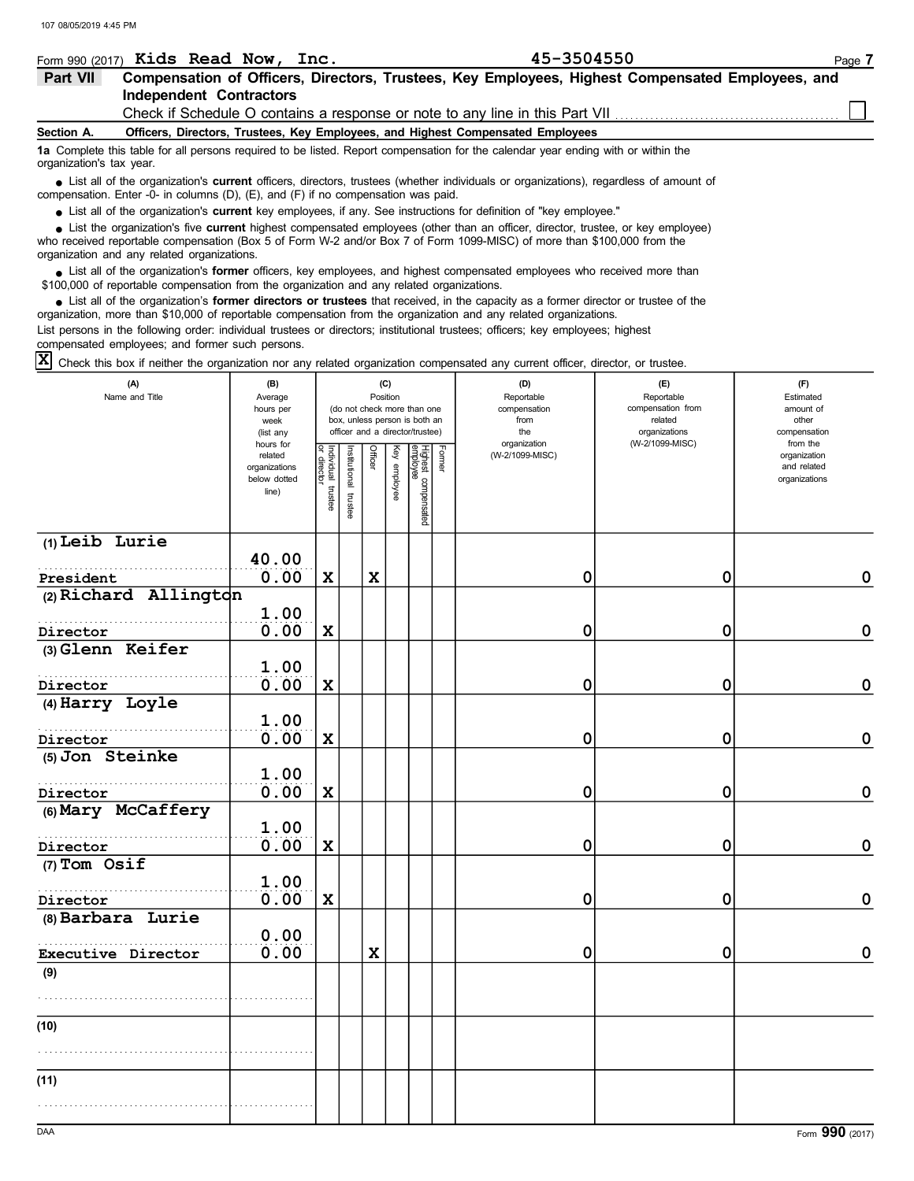107 08/05/2019 4:45 PM

Form 990 (2017) **Kids Read Now, Inc.** **45-3504550**

**Part VII Compensation of Officers, Directors, Trustees, Key Employees, Highest Compensated Employees, and Independent Contractors**

Check if Schedule O contains a response or note to any line in this Part VII ☐

**Section A. Officers, Directors, Trustees, Key Employees, and Highest Compensated Employees**

**1a** Complete this table for all persons required to be listed. Report compensation for the calendar year ending with or within the organization's tax year.

- List all of the organization's **current** officers, directors, trustees (whether individuals or organizations), regardless of amount of compensation. Enter -0- in columns (D), (E), and (F) if no compensation was paid.
- List all of the organization's **current** key employees, if any. See instructions for definition of "key employee."
- List the organization's five **current** highest compensated employees (other than an officer, director, trustee, or key employee) who received reportable compensation (Box 5 of Form W-2 and/or Box 7 of Form 1099-MISC) of more than $100,000 from the organization and any related organizations.
- List all of the organization's **former** officers, key employees, and highest compensated employees who received more than $100,000 of reportable compensation from the organization and any related organizations.
- List all of the organization's **former directors or trustees** that received, in the capacity as a former director or trustee of the organization, more than $10,000 of reportable compensation from the organization and any related organizations.

List persons in the following order: individual trustees or directors; institutional trustees; officers; key employees; highest compensated employees; and former such persons.

☒ Check this box if neither the organization nor any related organization compensated any current officer, director, or trustee.

| (A) Name and Title | (B) Average hours per week (list any hours for related organizations below dotted line) | (C) Position (do not check more than one box, unless person is both an officer and a director/trustee) | | | | | | (D) Reportable compensation from the organization (W-2/1099-MISC) | (E) Reportable compensation from related organizations (W-2/1099-MISC) | (F) Estimated amount of other compensation from the organization and related organizations |
|---|---|---|---|---|---|---|---|---|---|---|
| | | Individual trustee or director | Institutional trustee | Officer | Key employee | Highest compensated employee | Former | | | |
| (1) Leib Lurie<br>President | 40.00<br>0.00 | X | | X | | | | 0 | 0 | 0 |
| (2) Richard Allington<br>Director | 1.00<br>0.00 | X | | | | | | 0 | 0 | 0 |
| (3) Glenn Keifer<br>Director | 1.00<br>0.00 | X | | | | | | 0 | 0 | 0 |
| (4) Harry Loyle<br>Director | 1.00<br>0.00 | X | | | | | | 0 | 0 | 0 |
| (5) Jon Steinke<br>Director | 1.00<br>0.00 | X | | | | | | 0 | 0 | 0 |
| (6) Mary McCaffery<br>Director | 1.00<br>0.00 | X | | | | | | 0 | 0 | 0 |
| (7) Tom Osif<br>Director | 1.00<br>0.00 | X | | | | | | 0 | 0 | 0 |
| (8) Barbara Lurie<br>Executive Director | 0.00<br>0.00 | | | X | | | | 0 | 0 | 0 |
| (9) | | | | | | | | | | |
| (10) | | | | | | | | | | |
| (11) | | | | | | | | | | |

DAA Form **990** (2017)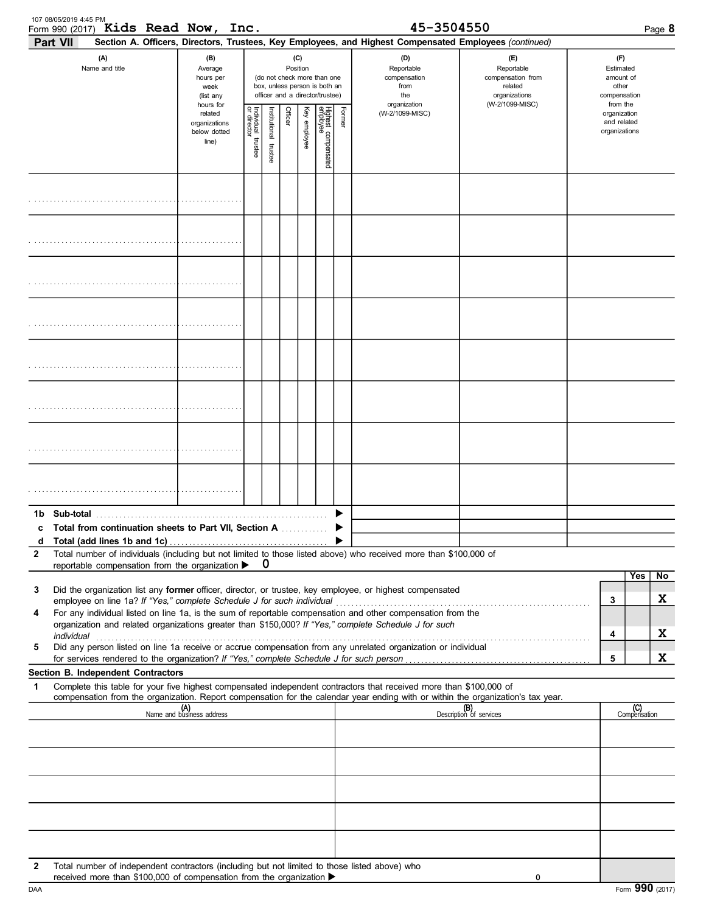Form 990 (2017) **Kids Read Now, Inc.** 45-3504550

**Part VII** **Section A. Officers, Directors, Trustees, Key Employees, and Highest Compensated Employees** *(continued)*

| (A) Name and title | (B) Average hours per week (list any hours for related organizations below dotted line) | (C) Position (do not check more than one box, unless person is both an officer and a director/trustee): Individual trustee or director | Institutional trustee | Officer | Key employee | Highest compensated employee | Former | (D) Reportable compensation from the organization (W-2/1099-MISC) | (E) Reportable compensation from related organizations (W-2/1099-MISC) | (F) Estimated amount of other compensation from the organization and related organizations |
|---|---|---|---|---|---|---|---|---|---|---|
| | | | | | | | | | | |
| | | | | | | | | | | |
| | | | | | | | | | | |
| | | | | | | | | | | |
| | | | | | | | | | | |
| | | | | | | | | | | |
| | | | | | | | | | | |
| | | | | | | | | | | |

**1b Sub-total** ▶

**c Total from continuation sheets to Part VII, Section A** ▶

**d Total (add lines 1b and 1c)** ▶

**2** Total number of individuals (including but not limited to those listed above) who received more than $100,000 of reportable compensation from the organization ▶ 0

| | | | Yes | No |
|---|---|---|---|---|
| 3 | Did the organization list any **former** officer, director, or trustee, key employee, or highest compensated employee on line 1a? *If "Yes," complete Schedule J for such individual* | 3 | | X |
| 4 | For any individual listed on line 1a, is the sum of reportable compensation and other compensation from the organization and related organizations greater than $150,000? *If "Yes," complete Schedule J for such individual* | 4 | | X |
| 5 | Did any person listed on line 1a receive or accrue compensation from any unrelated organization or individual for services rendered to the organization? *If "Yes," complete Schedule J for such person* | 5 | | X |

**Section B. Independent Contractors**

**1** Complete this table for your five highest compensated independent contractors that received more than $100,000 of compensation from the organization. Report compensation for the calendar year ending with or within the organization's tax year.

| (A) Name and business address | (B) Description of services | (C) Compensation |
|---|---|---|
| | | |
| | | |
| | | |
| | | |
| | | |

**2** Total number of independent contractors (including but not limited to those listed above) who received more than $100,000 of compensation from the organization ▶ 0

Form **990** (2017)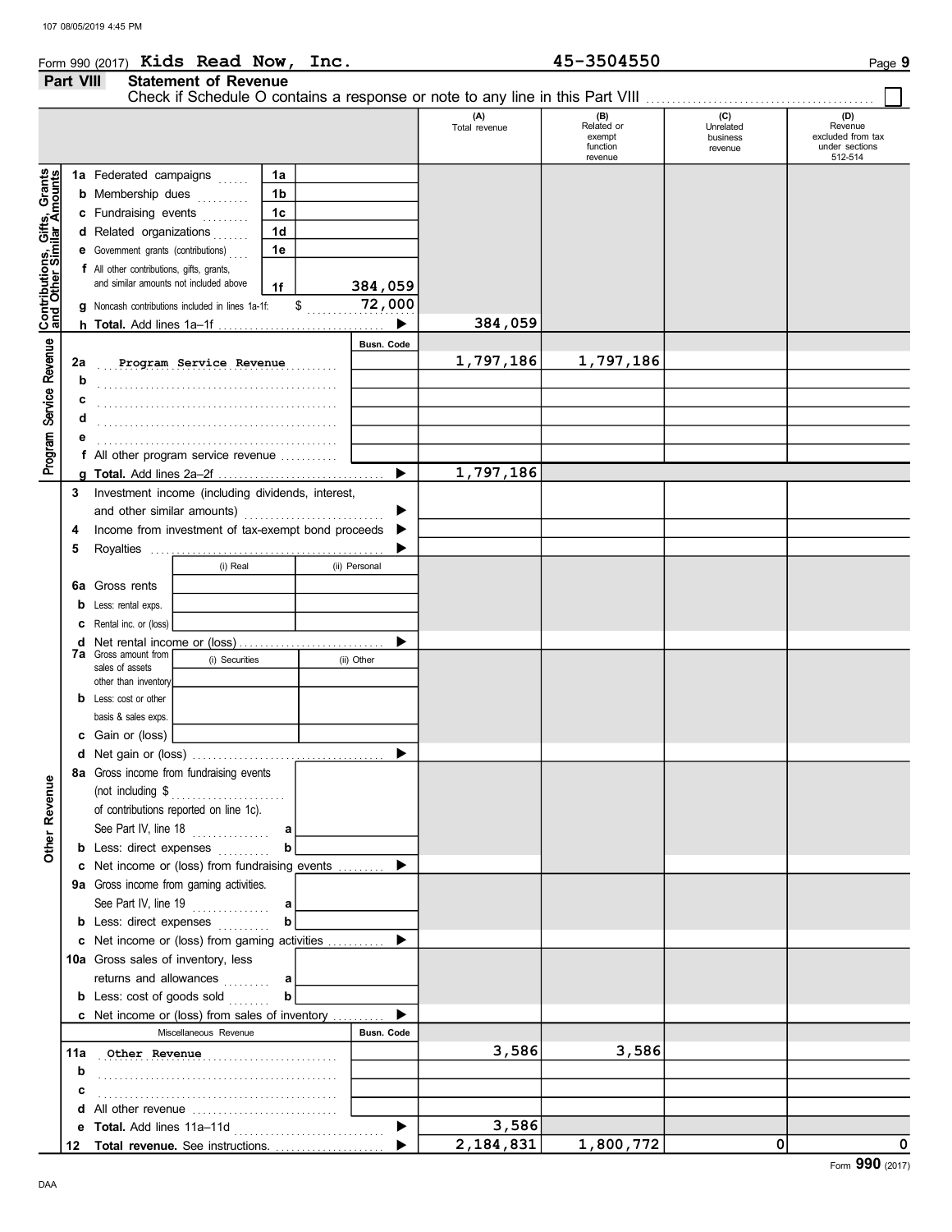Form 990 (2017) **Kids Read Now, Inc.** **45-3504550**

## Part VIII Statement of Revenue

Check if Schedule O contains a response or note to any line in this Part VIII ☐

| | | | (A) Total revenue | (B) Related or exempt function revenue | (C) Unrelated business revenue | (D) Revenue excluded from tax under sections 512-514 |
|---|---|---|---|---|---|---|
| **Contributions, Gifts, Grants and Other Similar Amounts** | 1a Federated campaigns | 1a | | | | |
| | b Membership dues | 1b | | | | |
| | c Fundraising events | 1c | | | | |
| | d Related organizations | 1d | | | | |
| | e Government grants (contributions) | 1e | | | | |
| | f All other contributions, gifts, grants, and similar amounts not included above | 1f 384,059 | | | | |
| | g Noncash contributions included in lines 1a-1f: $ 72,000 | | | | | |
| | h **Total.** Add lines 1a–1f | ▶ | 384,059 | | | |
| **Program Service Revenue** | | Busn. Code | | | | |
| | 2a Program Service Revenue | | 1,797,186 | 1,797,186 | | |
| | b | | | | | |
| | c | | | | | |
| | d | | | | | |
| | e | | | | | |
| | f All other program service revenue | | | | | |
| | g **Total.** Add lines 2a–2f | ▶ | 1,797,186 | | | |
| **Other Revenue** | 3 Investment income (including dividends, interest, and other similar amounts) | ▶ | | | | |
| | 4 Income from investment of tax-exempt bond proceeds | ▶ | | | | |
| | 5 Royalties | ▶ | | | | |
| | 6a Gross rents — (i) Real / (ii) Personal | | | | | |
| | b Less: rental exps. | | | | | |
| | c Rental inc. or (loss) | | | | | |
| | d Net rental income or (loss) | ▶ | | | | |
| | 7a Gross amount from sales of assets other than inventory — (i) Securities / (ii) Other | | | | | |
| | b Less: cost or other basis & sales exps. | | | | | |
| | c Gain or (loss) | | | | | |
| | d Net gain or (loss) | ▶ | | | | |
| | 8a Gross income from fundraising events (not including $ ........ of contributions reported on line 1c). See Part IV, line 18 | a | | | | |
| | b Less: direct expenses | b | | | | |
| | c Net income or (loss) from fundraising events | ▶ | | | | |
| | 9a Gross income from gaming activities. See Part IV, line 19 | a | | | | |
| | b Less: direct expenses | b | | | | |
| | c Net income or (loss) from gaming activities | ▶ | | | | |
| | 10a Gross sales of inventory, less returns and allowances | a | | | | |
| | b Less: cost of goods sold | b | | | | |
| | c Net income or (loss) from sales of inventory | ▶ | | | | |
| | Miscellaneous Revenue | Busn. Code | | | | |
| | 11a Other Revenue | | 3,586 | 3,586 | | |
| | b | | | | | |
| | c | | | | | |
| | d All other revenue | | | | | |
| | e **Total.** Add lines 11a–11d | ▶ | 3,586 | | | |
| | 12 **Total revenue.** See instructions. | ▶ | 2,184,831 | 1,800,772 | 0 | 0 |

DAA

Form **990** (2017)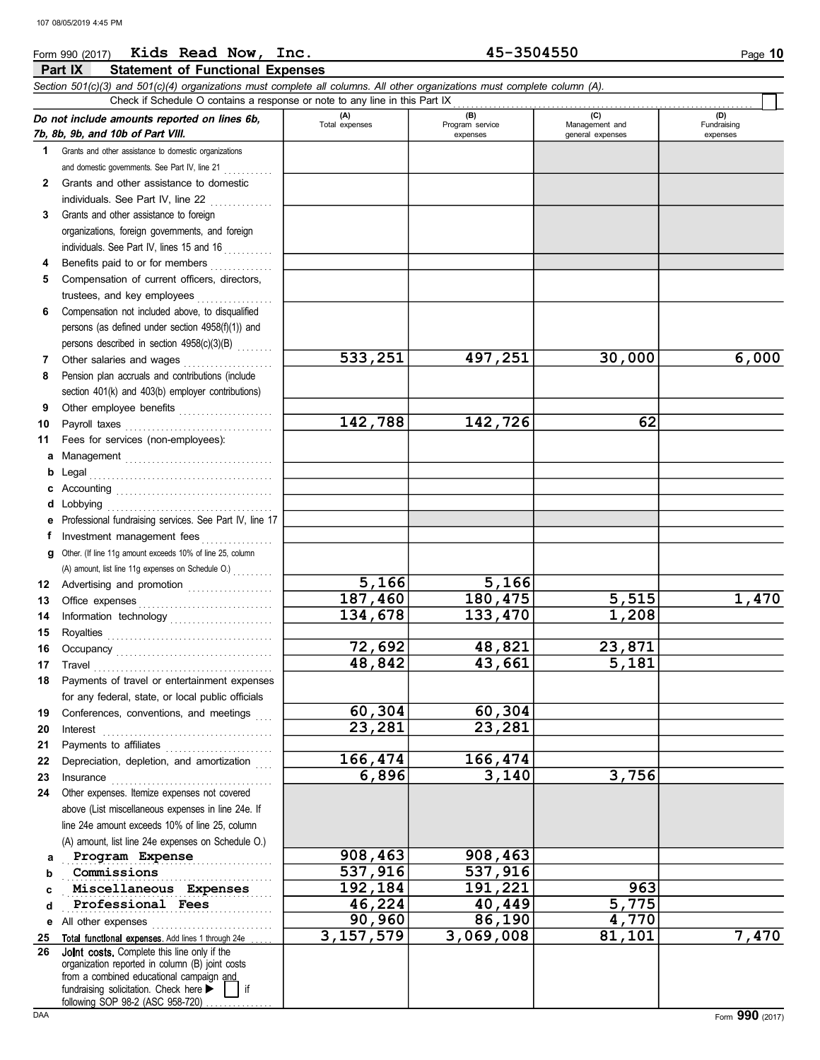Form 990 (2017) **Kids Read Now, Inc.** **45-3504550** Page **10**

## Part IX Statement of Functional Expenses

*Section 501(c)(3) and 501(c)(4) organizations must complete all columns. All other organizations must complete column (A).*

Check if Schedule O contains a response or note to any line in this Part IX ☐

| *Do not include amounts reported on lines 6b, 7b, 8b, 9b, and 10b of Part VIII.* | (A) Total expenses | (B) Program service expenses | (C) Management and general expenses | (D) Fundraising expenses |
|---|---|---|---|---|
| **1** Grants and other assistance to domestic organizations and domestic governments. See Part IV, line 21 | | | | |
| **2** Grants and other assistance to domestic individuals. See Part IV, line 22 | | | | |
| **3** Grants and other assistance to foreign organizations, foreign governments, and foreign individuals. See Part IV, lines 15 and 16 | | | | |
| **4** Benefits paid to or for members | | | | |
| **5** Compensation of current officers, directors, trustees, and key employees | | | | |
| **6** Compensation not included above, to disqualified persons (as defined under section 4958(f)(1)) and persons described in section 4958(c)(3)(B) | | | | |
| **7** Other salaries and wages | 533,251 | 497,251 | 30,000 | 6,000 |
| **8** Pension plan accruals and contributions (include section 401(k) and 403(b) employer contributions) | | | | |
| **9** Other employee benefits | | | | |
| **10** Payroll taxes | 142,788 | 142,726 | 62 | |
| **11** Fees for services (non-employees): | | | | |
| **a** Management | | | | |
| **b** Legal | | | | |
| **c** Accounting | | | | |
| **d** Lobbying | | | | |
| **e** Professional fundraising services. See Part IV, line 17 | | | | |
| **f** Investment management fees | | | | |
| **g** Other. (If line 11g amount exceeds 10% of line 25, column (A) amount, list line 11g expenses on Schedule O.) | | | | |
| **12** Advertising and promotion | 5,166 | 5,166 | | |
| **13** Office expenses | 187,460 | 180,475 | 5,515 | 1,470 |
| **14** Information technology | 134,678 | 133,470 | 1,208 | |
| **15** Royalties | | | | |
| **16** Occupancy | 72,692 | 48,821 | 23,871 | |
| **17** Travel | 48,842 | 43,661 | 5,181 | |
| **18** Payments of travel or entertainment expenses for any federal, state, or local public officials | | | | |
| **19** Conferences, conventions, and meetings | 60,304 | 60,304 | | |
| **20** Interest | 23,281 | 23,281 | | |
| **21** Payments to affiliates | | | | |
| **22** Depreciation, depletion, and amortization | 166,474 | 166,474 | | |
| **23** Insurance | 6,896 | 3,140 | 3,756 | |
| **24** Other expenses. Itemize expenses not covered above (List miscellaneous expenses in line 24e. If line 24e amount exceeds 10% of line 25, column (A) amount, list line 24e expenses on Schedule O.) | | | | |
| **a** Program Expense | 908,463 | 908,463 | | |
| **b** Commissions | 537,916 | 537,916 | | |
| **c** Miscellaneous Expenses | 192,184 | 191,221 | 963 | |
| **d** Professional Fees | 46,224 | 40,449 | 5,775 | |
| **e** All other expenses | 90,960 | 86,190 | 4,770 | |
| **25 Total functional expenses.** Add lines 1 through 24e | 3,157,579 | 3,069,008 | 81,101 | 7,470 |
| **26 Joint costs.** Complete this line only if the organization reported in column (B) joint costs from a combined educational campaign and fundraising solicitation. Check here ▶ ☐ if following SOP 98-2 (ASC 958-720) | | | | |

DAA Form **990** (2017)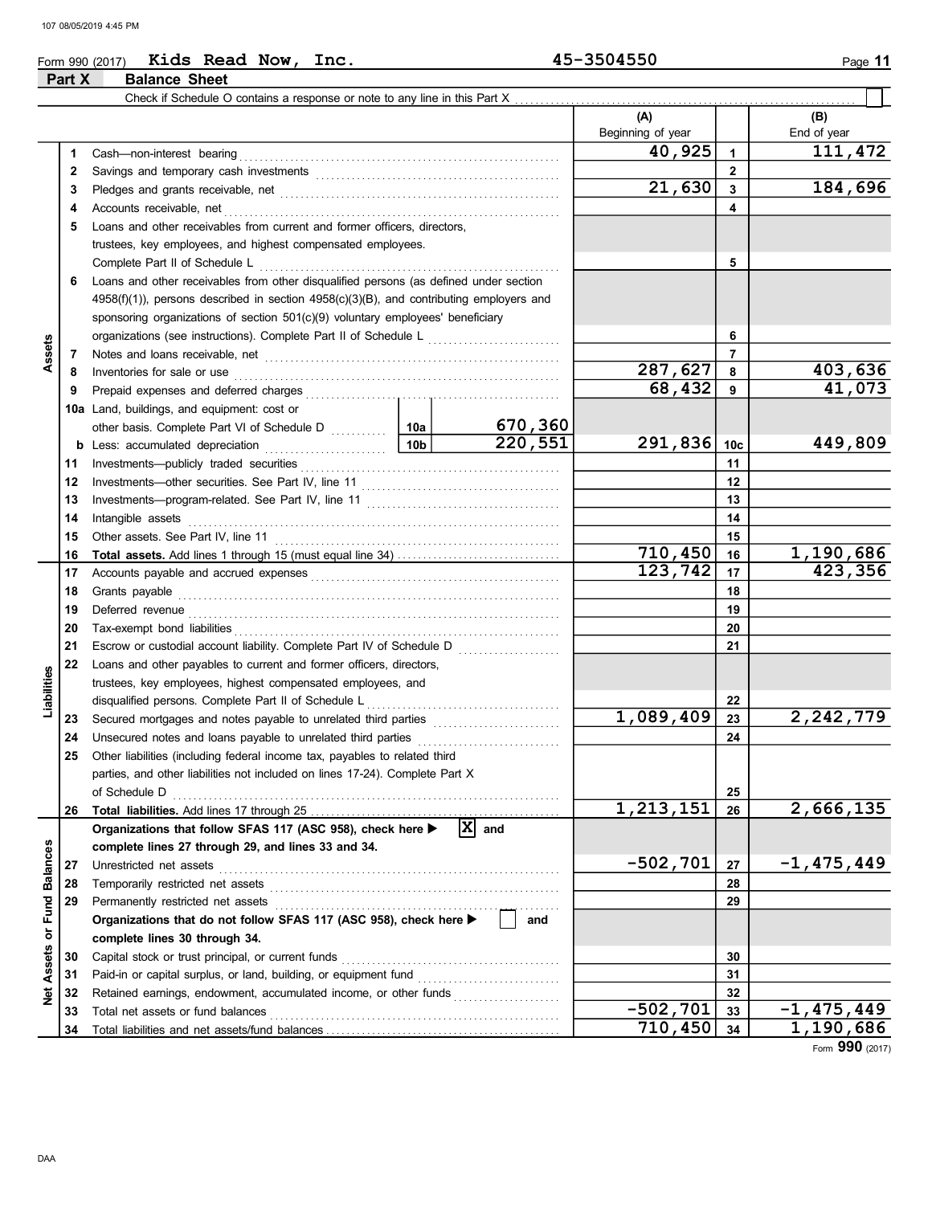Form 990 (2017) **Kids Read Now, Inc.** **45-3504550** Page **11**

## Part X Balance Sheet

Check if Schedule O contains a response or note to any line in this Part X ☐

| | | | | (A) Beginning of year | | (B) End of year |
|---|---|---|---|---|---|---|
| **Assets** | 1 | Cash—non-interest bearing | | 40,925 | 1 | 111,472 |
| | 2 | Savings and temporary cash investments | | | 2 | |
| | 3 | Pledges and grants receivable, net | | 21,630 | 3 | 184,696 |
| | 4 | Accounts receivable, net | | | 4 | |
| | 5 | Loans and other receivables from current and former officers, directors, trustees, key employees, and highest compensated employees. Complete Part II of Schedule L | | | 5 | |
| | 6 | Loans and other receivables from other disqualified persons (as defined under section 4958(f)(1)), persons described in section 4958(c)(3)(B), and contributing employers and sponsoring organizations of section 501(c)(9) voluntary employees' beneficiary organizations (see instructions). Complete Part II of Schedule L | | | 6 | |
| | 7 | Notes and loans receivable, net | | | 7 | |
| | 8 | Inventories for sale or use | | 287,627 | 8 | 403,636 |
| | 9 | Prepaid expenses and deferred charges | | 68,432 | 9 | 41,073 |
| | 10a | Land, buildings, and equipment: cost or other basis. Complete Part VI of Schedule D | 10a 670,360 | | | |
| | b | Less: accumulated depreciation | 10b 220,551 | 291,836 | 10c | 449,809 |
| | 11 | Investments—publicly traded securities | | | 11 | |
| | 12 | Investments—other securities. See Part IV, line 11 | | | 12 | |
| | 13 | Investments—program-related. See Part IV, line 11 | | | 13 | |
| | 14 | Intangible assets | | | 14 | |
| | 15 | Other assets. See Part IV, line 11 | | | 15 | |
| | 16 | **Total assets.** Add lines 1 through 15 (must equal line 34) | | 710,450 | 16 | 1,190,686 |
| **Liabilities** | 17 | Accounts payable and accrued expenses | | 123,742 | 17 | 423,356 |
| | 18 | Grants payable | | | 18 | |
| | 19 | Deferred revenue | | | 19 | |
| | 20 | Tax-exempt bond liabilities | | | 20 | |
| | 21 | Escrow or custodial account liability. Complete Part IV of Schedule D | | | 21 | |
| | 22 | Loans and other payables to current and former officers, directors, trustees, key employees, highest compensated employees, and disqualified persons. Complete Part II of Schedule L | | | 22 | |
| | 23 | Secured mortgages and notes payable to unrelated third parties | | 1,089,409 | 23 | 2,242,779 |
| | 24 | Unsecured notes and loans payable to unrelated third parties | | | 24 | |
| | 25 | Other liabilities (including federal income tax, payables to related third parties, and other liabilities not included on lines 17-24). Complete Part X of Schedule D | | | 25 | |
| | 26 | **Total liabilities.** Add lines 17 through 25 | | 1,213,151 | 26 | 2,666,135 |
| **Net Assets or Fund Balances** | | **Organizations that follow SFAS 117 (ASC 958), check here ▶ ☒ and complete lines 27 through 29, and lines 33 and 34.** | | | | |
| | 27 | Unrestricted net assets | | -502,701 | 27 | -1,475,449 |
| | 28 | Temporarily restricted net assets | | | 28 | |
| | 29 | Permanently restricted net assets | | | 29 | |
| | | **Organizations that do not follow SFAS 117 (ASC 958), check here ▶ ☐ and complete lines 30 through 34.** | | | | |
| | 30 | Capital stock or trust principal, or current funds | | | 30 | |
| | 31 | Paid-in or capital surplus, or land, building, or equipment fund | | | 31 | |
| | 32 | Retained earnings, endowment, accumulated income, or other funds | | | 32 | |
| | 33 | Total net assets or fund balances | | -502,701 | 33 | -1,475,449 |
| | 34 | Total liabilities and net assets/fund balances | | 710,450 | 34 | 1,190,686 |

Form **990** (2017)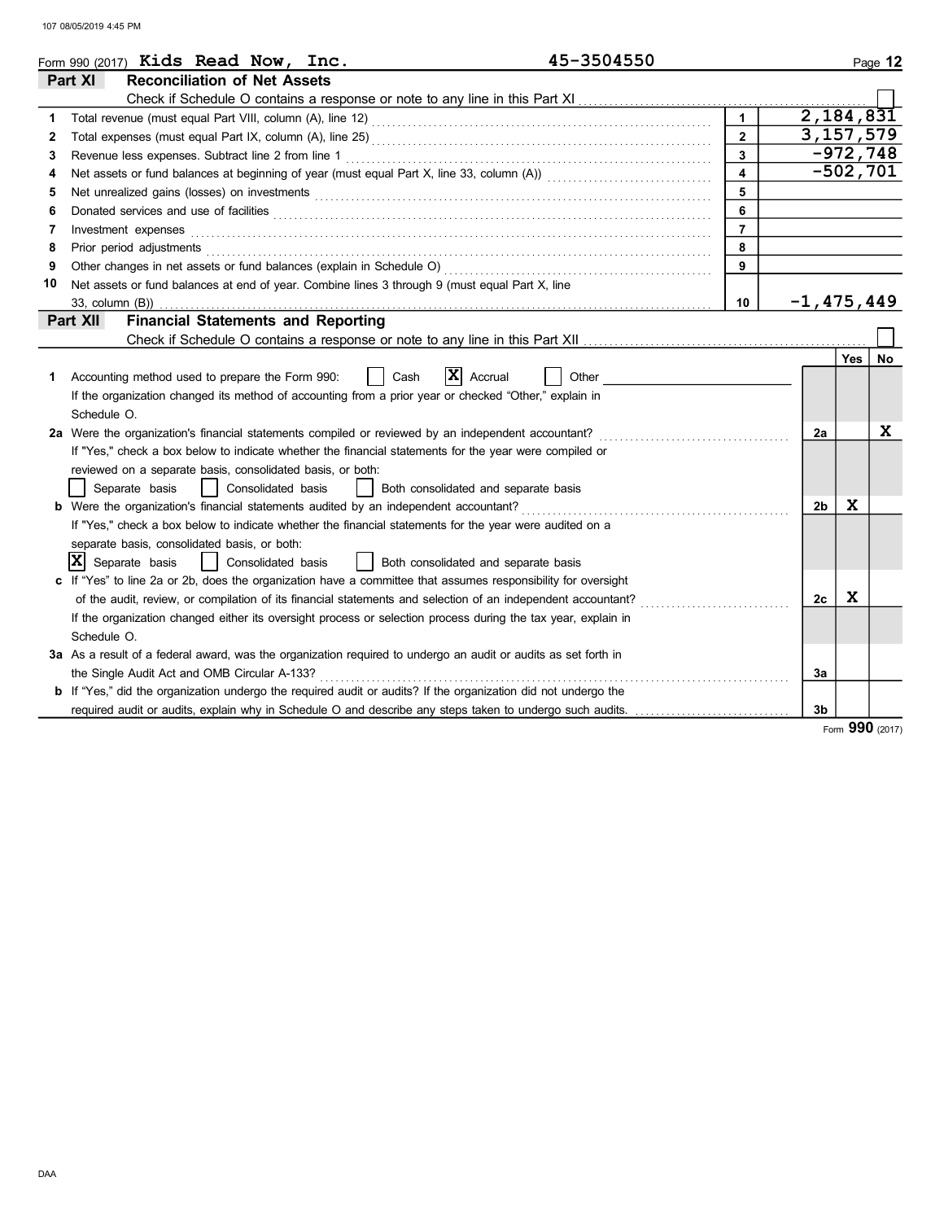Form 990 (2017) **Kids Read Now, Inc.** **45-3504550** Page **12**

## Part XI Reconciliation of Net Assets

Check if Schedule O contains a response or note to any line in this Part XI ☐

| | | | |
|---|---|---|---|
| 1 | Total revenue (must equal Part VIII, column (A), line 12) | 1 | 2,184,831 |
| 2 | Total expenses (must equal Part IX, column (A), line 25) | 2 | 3,157,579 |
| 3 | Revenue less expenses. Subtract line 2 from line 1 | 3 | -972,748 |
| 4 | Net assets or fund balances at beginning of year (must equal Part X, line 33, column (A)) | 4 | -502,701 |
| 5 | Net unrealized gains (losses) on investments | 5 | |
| 6 | Donated services and use of facilities | 6 | |
| 7 | Investment expenses | 7 | |
| 8 | Prior period adjustments | 8 | |
| 9 | Other changes in net assets or fund balances (explain in Schedule O) | 9 | |
| 10 | Net assets or fund balances at end of year. Combine lines 3 through 9 (must equal Part X, line 33, column (B)) | 10 | -1,475,449 |

## Part XII Financial Statements and Reporting

Check if Schedule O contains a response or note to any line in this Part XII ☐

| | | | Yes | No |
|---|---|---|---|---|
| 1 | Accounting method used to prepare the Form 990: ☐ Cash ☒ Accrual ☐ Other<br>If the organization changed its method of accounting from a prior year or checked "Other," explain in Schedule O. | | | |
| 2a | Were the organization's financial statements compiled or reviewed by an independent accountant?<br>If "Yes," check a box below to indicate whether the financial statements for the year were compiled or reviewed on a separate basis, consolidated basis, or both:<br>☐ Separate basis ☐ Consolidated basis ☐ Both consolidated and separate basis | 2a | | X |
| b | Were the organization's financial statements audited by an independent accountant?<br>If "Yes," check a box below to indicate whether the financial statements for the year were audited on a separate basis, consolidated basis, or both:<br>☒ Separate basis ☐ Consolidated basis ☐ Both consolidated and separate basis | 2b | X | |
| c | If "Yes" to line 2a or 2b, does the organization have a committee that assumes responsibility for oversight of the audit, review, or compilation of its financial statements and selection of an independent accountant?<br>If the organization changed either its oversight process or selection process during the tax year, explain in Schedule O. | 2c | X | |
| 3a | As a result of a federal award, was the organization required to undergo an audit or audits as set forth in the Single Audit Act and OMB Circular A-133? | 3a | | |
| b | If "Yes," did the organization undergo the required audit or audits? If the organization did not undergo the required audit or audits, explain why in Schedule O and describe any steps taken to undergo such audits. | 3b | | |

Form **990** (2017)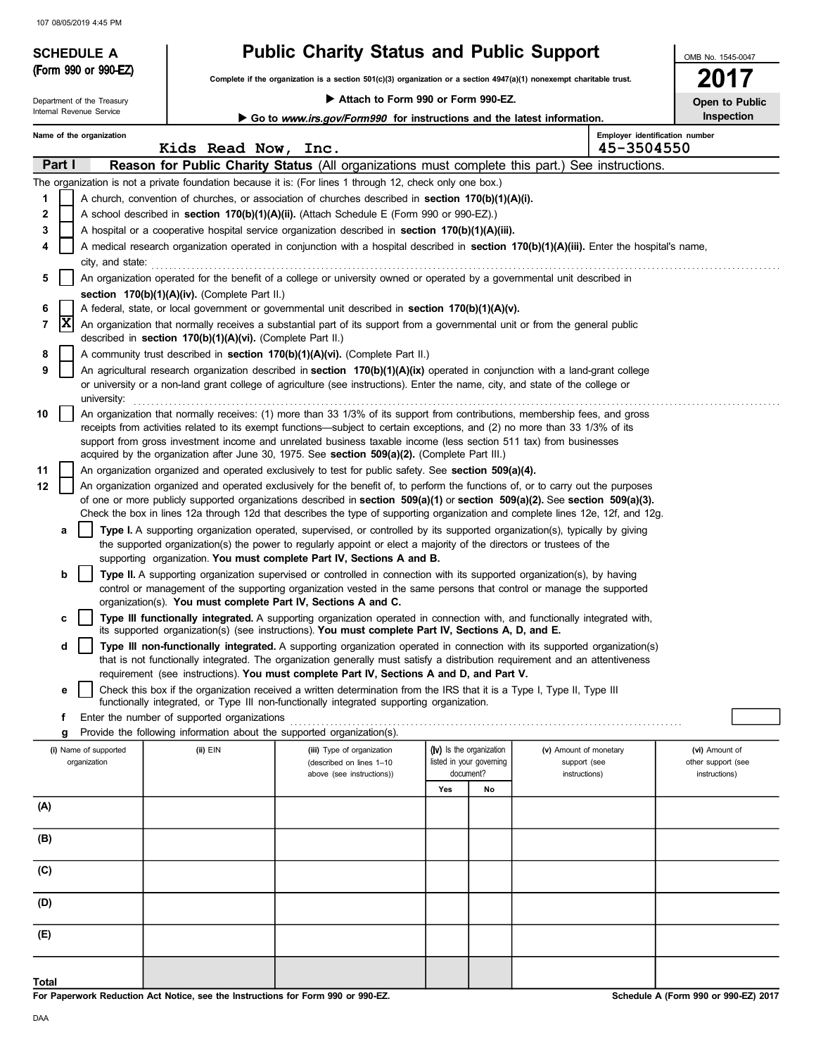# SCHEDULE A (Form 990 or 990-EZ)

Department of the Treasury
Internal Revenue Service

## Public Charity Status and Public Support

**Complete if the organization is a section 501(c)(3) organization or a section 4947(a)(1) nonexempt charitable trust.**

▶ **Attach to Form 990 or Form 990-EZ.**

▶ **Go to *www.irs.gov/Form990* for instructions and the latest information.**

OMB No. 1545-0047

**2017**

**Open to Public Inspection**

**Name of the organization:** Kids Read Now, Inc.

**Employer identification number:** 45-3504550

### Part I — Reason for Public Charity Status (All organizations must complete this part.) See instructions.

The organization is not a private foundation because it is: (For lines 1 through 12, check only one box.)

1. [ ] A church, convention of churches, or association of churches described in **section 170(b)(1)(A)(i).**
2. [ ] A school described in **section 170(b)(1)(A)(ii).** (Attach Schedule E (Form 990 or 990-EZ).)
3. [ ] A hospital or a cooperative hospital service organization described in **section 170(b)(1)(A)(iii).**
4. [ ] A medical research organization operated in conjunction with a hospital described in **section 170(b)(1)(A)(iii).** Enter the hospital's name, city, and state:
5. [ ] An organization operated for the benefit of a college or university owned or operated by a governmental unit described in **section 170(b)(1)(A)(iv).** (Complete Part II.)
6. [ ] A federal, state, or local government or governmental unit described in **section 170(b)(1)(A)(v).**
7. [X] An organization that normally receives a substantial part of its support from a governmental unit or from the general public described in **section 170(b)(1)(A)(vi).** (Complete Part II.)
8. [ ] A community trust described in **section 170(b)(1)(A)(vi).** (Complete Part II.)
9. [ ] An agricultural research organization described in **section 170(b)(1)(A)(ix)** operated in conjunction with a land-grant college or university or a non-land grant college of agriculture (see instructions). Enter the name, city, and state of the college or university:
10. [ ] An organization that normally receives: (1) more than 33 1/3% of its support from contributions, membership fees, and gross receipts from activities related to its exempt functions—subject to certain exceptions, and (2) no more than 33 1/3% of its support from gross investment income and unrelated business taxable income (less section 511 tax) from businesses acquired by the organization after June 30, 1975. See **section 509(a)(2).** (Complete Part III.)
11. [ ] An organization organized and operated exclusively to test for public safety. See **section 509(a)(4).**
12. [ ] An organization organized and operated exclusively for the benefit of, to perform the functions of, or to carry out the purposes of one or more publicly supported organizations described in **section 509(a)(1)** or **section 509(a)(2).** See **section 509(a)(3).** Check the box in lines 12a through 12d that describes the type of supporting organization and complete lines 12e, 12f, and 12g.
   - **a** [ ] **Type I.** A supporting organization operated, supervised, or controlled by its supported organization(s), typically by giving the supported organization(s) the power to regularly appoint or elect a majority of the directors or trustees of the supporting organization. **You must complete Part IV, Sections A and B.**
   - **b** [ ] **Type II.** A supporting organization supervised or controlled in connection with its supported organization(s), by having control or management of the supporting organization vested in the same persons that control or manage the supported organization(s). **You must complete Part IV, Sections A and C.**
   - **c** [ ] **Type III functionally integrated.** A supporting organization operated in connection with, and functionally integrated with, its supported organization(s) (see instructions). **You must complete Part IV, Sections A, D, and E.**
   - **d** [ ] **Type III non-functionally integrated.** A supporting organization operated in connection with its supported organization(s) that is not functionally integrated. The organization generally must satisfy a distribution requirement and an attentiveness requirement (see instructions). **You must complete Part IV, Sections A and D, and Part V.**
   - **e** [ ] Check this box if the organization received a written determination from the IRS that it is a Type I, Type II, Type III functionally integrated, or Type III non-functionally integrated supporting organization.
   - **f** Enter the number of supported organizations
   - **g** Provide the following information about the supported organization(s).

| (i) Name of supported organization | (ii) EIN | (iii) Type of organization (described on lines 1–10 above (see instructions)) | (iv) Is the organization listed in your governing document? Yes | No | (v) Amount of monetary support (see instructions) | (vi) Amount of other support (see instructions) |
|---|---|---|---|---|---|---|
| (A) | | | | | | |
| (B) | | | | | | |
| (C) | | | | | | |
| (D) | | | | | | |
| (E) | | | | | | |
| **Total** | | | | | | |

**For Paperwork Reduction Act Notice, see the Instructions for Form 990 or 990-EZ.**

**Schedule A (Form 990 or 990-EZ) 2017**

DAA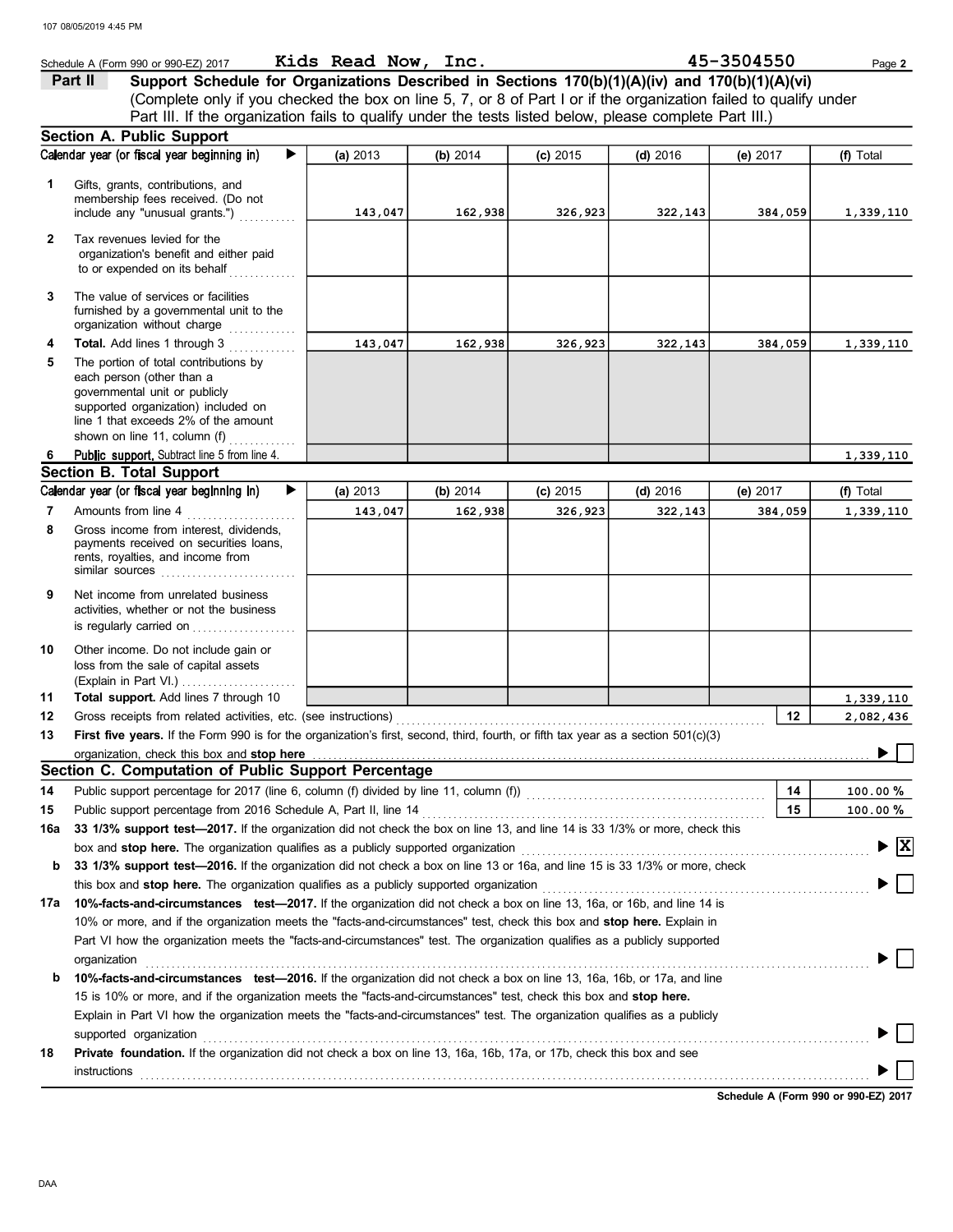Schedule A (Form 990 or 990-EZ) 2017 **Kids Read Now, Inc.** **45-3504550**

**Part II** **Support Schedule for Organizations Described in Sections 170(b)(1)(A)(iv) and 170(b)(1)(A)(vi)**
(Complete only if you checked the box on line 5, 7, or 8 of Part I or if the organization failed to qualify under Part III. If the organization fails to qualify under the tests listed below, please complete Part III.)

## Section A. Public Support

| Calendar year (or fiscal year beginning in) ▶ | (a) 2013 | (b) 2014 | (c) 2015 | (d) 2016 | (e) 2017 | (f) Total |
|---|---|---|---|---|---|---|
| **1** Gifts, grants, contributions, and membership fees received. (Do not include any "unusual grants.") | 143,047 | 162,938 | 326,923 | 322,143 | 384,059 | 1,339,110 |
| **2** Tax revenues levied for the organization's benefit and either paid to or expended on its behalf | | | | | | |
| **3** The value of services or facilities furnished by a governmental unit to the organization without charge | | | | | | |
| **4** **Total.** Add lines 1 through 3 | 143,047 | 162,938 | 326,923 | 322,143 | 384,059 | 1,339,110 |
| **5** The portion of total contributions by each person (other than a governmental unit or publicly supported organization) included on line 1 that exceeds 2% of the amount shown on line 11, column (f) | | | | | | |
| **6** **Public support.** Subtract line 5 from line 4. | | | | | | 1,339,110 |

## Section B. Total Support

| Calendar year (or fiscal year beginning in) ▶ | (a) 2013 | (b) 2014 | (c) 2015 | (d) 2016 | (e) 2017 | (f) Total |
|---|---|---|---|---|---|---|
| **7** Amounts from line 4 | 143,047 | 162,938 | 326,923 | 322,143 | 384,059 | 1,339,110 |
| **8** Gross income from interest, dividends, payments received on securities loans, rents, royalties, and income from similar sources | | | | | | |
| **9** Net income from unrelated business activities, whether or not the business is regularly carried on | | | | | | |
| **10** Other income. Do not include gain or loss from the sale of capital assets (Explain in Part VI.) | | | | | | |
| **11** **Total support.** Add lines 7 through 10 | | | | | | 1,339,110 |

**12** Gross receipts from related activities, etc. (see instructions) **12** 2,082,436

**13** **First five years.** If the Form 990 is for the organization's first, second, third, fourth, or fifth tax year as a section 501(c)(3) organization, check this box and **stop here** ▶ ☐

## Section C. Computation of Public Support Percentage

**14** Public support percentage for 2017 (line 6, column (f) divided by line 11, column (f)) **14** 100.00 %

**15** Public support percentage from 2016 Schedule A, Part II, line 14 **15** 100.00 %

**16a** **33 1/3% support test—2017.** If the organization did not check the box on line 13, and line 14 is 33 1/3% or more, check this box and **stop here.** The organization qualifies as a publicly supported organization ▶ ☒

**b** **33 1/3% support test—2016.** If the organization did not check a box on line 13 or 16a, and line 15 is 33 1/3% or more, check this box and **stop here.** The organization qualifies as a publicly supported organization ▶ ☐

**17a** **10%-facts-and-circumstances test—2017.** If the organization did not check a box on line 13, 16a, or 16b, and line 14 is 10% or more, and if the organization meets the "facts-and-circumstances" test, check this box and **stop here.** Explain in Part VI how the organization meets the "facts-and-circumstances" test. The organization qualifies as a publicly supported organization ▶ ☐

**b** **10%-facts-and-circumstances test—2016.** If the organization did not check a box on line 13, 16a, 16b, or 17a, and line 15 is 10% or more, and if the organization meets the "facts-and-circumstances" test, check this box and **stop here.** Explain in Part VI how the organization meets the "facts-and-circumstances" test. The organization qualifies as a publicly supported organization ▶ ☐

**18** **Private foundation.** If the organization did not check a box on line 13, 16a, 16b, 17a, or 17b, check this box and see instructions ▶ ☐

**Schedule A (Form 990 or 990-EZ) 2017**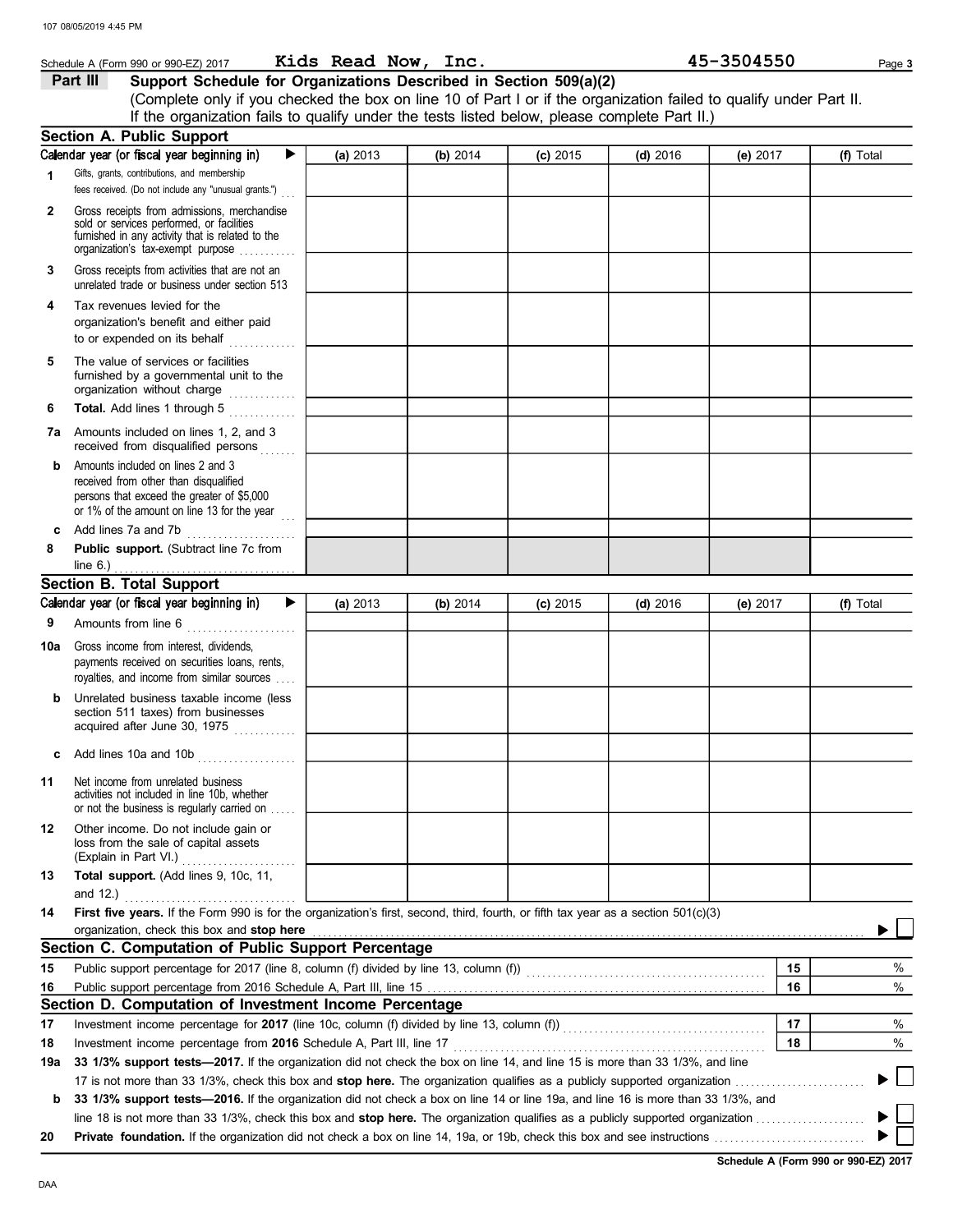Schedule A (Form 990 or 990-EZ) 2017 **Kids Read Now, Inc.** **45-3504550**

## Part III Support Schedule for Organizations Described in Section 509(a)(2)

(Complete only if you checked the box on line 10 of Part I or if the organization failed to qualify under Part II. If the organization fails to qualify under the tests listed below, please complete Part II.)

### Section A. Public Support

| Calendar year (or fiscal year beginning in) ▶ | (a) 2013 | (b) 2014 | (c) 2015 | (d) 2016 | (e) 2017 | (f) Total |
|---|---|---|---|---|---|---|
| **1** Gifts, grants, contributions, and membership fees received. (Do not include any "unusual grants.") | | | | | | |
| **2** Gross receipts from admissions, merchandise sold or services performed, or facilities furnished in any activity that is related to the organization's tax-exempt purpose | | | | | | |
| **3** Gross receipts from activities that are not an unrelated trade or business under section 513 | | | | | | |
| **4** Tax revenues levied for the organization's benefit and either paid to or expended on its behalf | | | | | | |
| **5** The value of services or facilities furnished by a governmental unit to the organization without charge | | | | | | |
| **6** **Total.** Add lines 1 through 5 | | | | | | |
| **7a** Amounts included on lines 1, 2, and 3 received from disqualified persons | | | | | | |
| **b** Amounts included on lines 2 and 3 received from other than disqualified persons that exceed the greater of $5,000 or 1% of the amount on line 13 for the year | | | | | | |
| **c** Add lines 7a and 7b | | | | | | |
| **8** **Public support.** (Subtract line 7c from line 6.) | | | | | | |

### Section B. Total Support

| Calendar year (or fiscal year beginning in) ▶ | (a) 2013 | (b) 2014 | (c) 2015 | (d) 2016 | (e) 2017 | (f) Total |
|---|---|---|---|---|---|---|
| **9** Amounts from line 6 | | | | | | |
| **10a** Gross income from interest, dividends, payments received on securities loans, rents, royalties, and income from similar sources | | | | | | |
| **b** Unrelated business taxable income (less section 511 taxes) from businesses acquired after June 30, 1975 | | | | | | |
| **c** Add lines 10a and 10b | | | | | | |
| **11** Net income from unrelated business activities not included in line 10b, whether or not the business is regularly carried on | | | | | | |
| **12** Other income. Do not include gain or loss from the sale of capital assets (Explain in Part VI.) | | | | | | |
| **13** **Total support.** (Add lines 9, 10c, 11, and 12.) | | | | | | |

**14** **First five years.** If the Form 990 is for the organization's first, second, third, fourth, or fifth tax year as a section 501(c)(3) organization, check this box and **stop here** ▶ ☐

### Section C. Computation of Public Support Percentage

| | | | |
|---|---|---|---|
| **15** | Public support percentage for 2017 (line 8, column (f) divided by line 13, column (f)) | 15 | % |
| **16** | Public support percentage from 2016 Schedule A, Part III, line 15 | 16 | % |

### Section D. Computation of Investment Income Percentage

| | | | |
|---|---|---|---|
| **17** | Investment income percentage for **2017** (line 10c, column (f) divided by line 13, column (f)) | 17 | % |
| **18** | Investment income percentage from **2016** Schedule A, Part III, line 17 | 18 | % |

**19a** **33 1/3% support tests—2017.** If the organization did not check the box on line 14, and line 15 is more than 33 1/3%, and line 17 is not more than 33 1/3%, check this box and **stop here.** The organization qualifies as a publicly supported organization ▶ ☐

**b** **33 1/3% support tests—2016.** If the organization did not check a box on line 14 or line 19a, and line 16 is more than 33 1/3%, and line 18 is not more than 33 1/3%, check this box and **stop here.** The organization qualifies as a publicly supported organization ▶ ☐

**20** **Private foundation.** If the organization did not check a box on line 14, 19a, or 19b, check this box and see instructions ▶ ☐

**Schedule A (Form 990 or 990-EZ) 2017**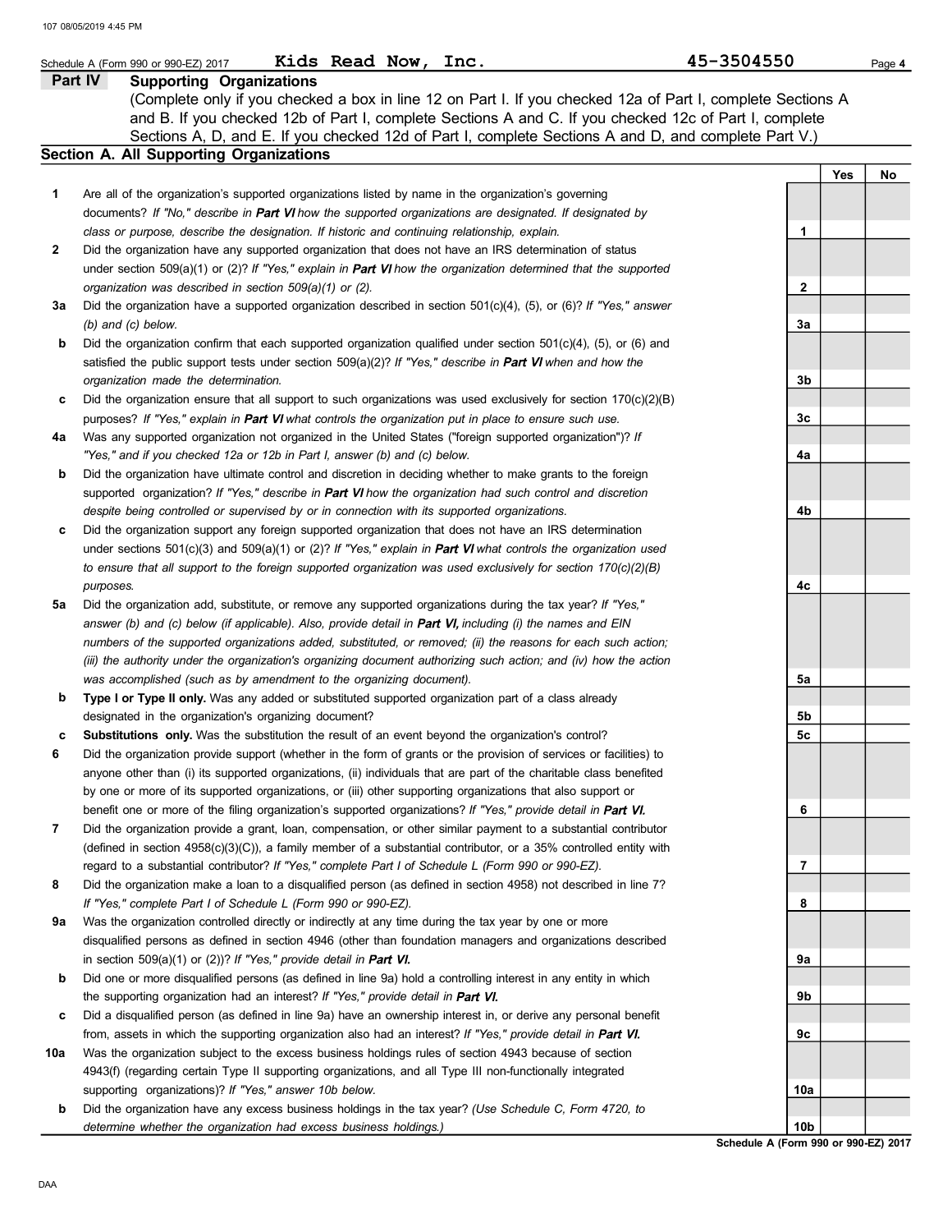Schedule A (Form 990 or 990-EZ) 2017 **Kids Read Now, Inc.** **45-3504550** Page **4**

## Part IV Supporting Organizations

(Complete only if you checked a box in line 12 on Part I. If you checked 12a of Part I, complete Sections A and B. If you checked 12b of Part I, complete Sections A and C. If you checked 12c of Part I, complete Sections A, D, and E. If you checked 12d of Part I, complete Sections A and D, and complete Part V.)

### Section A. All Supporting Organizations

| | | | Yes | No |
|---|---|---|---|---|
| **1** | Are all of the organization's supported organizations listed by name in the organization's governing documents? *If "No," describe in **Part VI** how the supported organizations are designated. If designated by class or purpose, describe the designation. If historic and continuing relationship, explain.* | 1 | | |
| **2** | Did the organization have any supported organization that does not have an IRS determination of status under section 509(a)(1) or (2)? *If "Yes," explain in **Part VI** how the organization determined that the supported organization was described in section 509(a)(1) or (2).* | 2 | | |
| **3a** | Did the organization have a supported organization described in section 501(c)(4), (5), or (6)? *If "Yes," answer (b) and (c) below.* | 3a | | |
| **b** | Did the organization confirm that each supported organization qualified under section 501(c)(4), (5), or (6) and satisfied the public support tests under section 509(a)(2)? *If "Yes," describe in **Part VI** when and how the organization made the determination.* | 3b | | |
| **c** | Did the organization ensure that all support to such organizations was used exclusively for section 170(c)(2)(B) purposes? *If "Yes," explain in **Part VI** what controls the organization put in place to ensure such use.* | 3c | | |
| **4a** | Was any supported organization not organized in the United States ("foreign supported organization")? *If "Yes," and if you checked 12a or 12b in Part I, answer (b) and (c) below.* | 4a | | |
| **b** | Did the organization have ultimate control and discretion in deciding whether to make grants to the foreign supported organization? *If "Yes," describe in **Part VI** how the organization had such control and discretion despite being controlled or supervised by or in connection with its supported organizations.* | 4b | | |
| **c** | Did the organization support any foreign supported organization that does not have an IRS determination under sections 501(c)(3) and 509(a)(1) or (2)? *If "Yes," explain in **Part VI** what controls the organization used to ensure that all support to the foreign supported organization was used exclusively for section 170(c)(2)(B) purposes.* | 4c | | |
| **5a** | Did the organization add, substitute, or remove any supported organizations during the tax year? *If "Yes," answer (b) and (c) below (if applicable). Also, provide detail in **Part VI,** including (i) the names and EIN numbers of the supported organizations added, substituted, or removed; (ii) the reasons for each such action; (iii) the authority under the organization's organizing document authorizing such action; and (iv) how the action was accomplished (such as by amendment to the organizing document).* | 5a | | |
| **b** | **Type I or Type II only.** Was any added or substituted supported organization part of a class already designated in the organization's organizing document? | 5b | | |
| **c** | **Substitutions only.** Was the substitution the result of an event beyond the organization's control? | 5c | | |
| **6** | Did the organization provide support (whether in the form of grants or the provision of services or facilities) to anyone other than (i) its supported organizations, (ii) individuals that are part of the charitable class benefited by one or more of its supported organizations, or (iii) other supporting organizations that also support or benefit one or more of the filing organization's supported organizations? *If "Yes," provide detail in **Part VI.*** | 6 | | |
| **7** | Did the organization provide a grant, loan, compensation, or other similar payment to a substantial contributor (defined in section 4958(c)(3)(C)), a family member of a substantial contributor, or a 35% controlled entity with regard to a substantial contributor? *If "Yes," complete Part I of Schedule L (Form 990 or 990-EZ).* | 7 | | |
| **8** | Did the organization make a loan to a disqualified person (as defined in section 4958) not described in line 7? *If "Yes," complete Part I of Schedule L (Form 990 or 990-EZ).* | 8 | | |
| **9a** | Was the organization controlled directly or indirectly at any time during the tax year by one or more disqualified persons as defined in section 4946 (other than foundation managers and organizations described in section 509(a)(1) or (2))? *If "Yes," provide detail in **Part VI.*** | 9a | | |
| **b** | Did one or more disqualified persons (as defined in line 9a) hold a controlling interest in any entity in which the supporting organization had an interest? *If "Yes," provide detail in **Part VI.*** | 9b | | |
| **c** | Did a disqualified person (as defined in line 9a) have an ownership interest in, or derive any personal benefit from, assets in which the supporting organization also had an interest? *If "Yes," provide detail in **Part VI.*** | 9c | | |
| **10a** | Was the organization subject to the excess business holdings rules of section 4943 because of section 4943(f) (regarding certain Type II supporting organizations, and all Type III non-functionally integrated supporting organizations)? *If "Yes," answer 10b below.* | 10a | | |
| **b** | Did the organization have any excess business holdings in the tax year? *(Use Schedule C, Form 4720, to determine whether the organization had excess business holdings.)* | 10b | | |

**Schedule A (Form 990 or 990-EZ) 2017**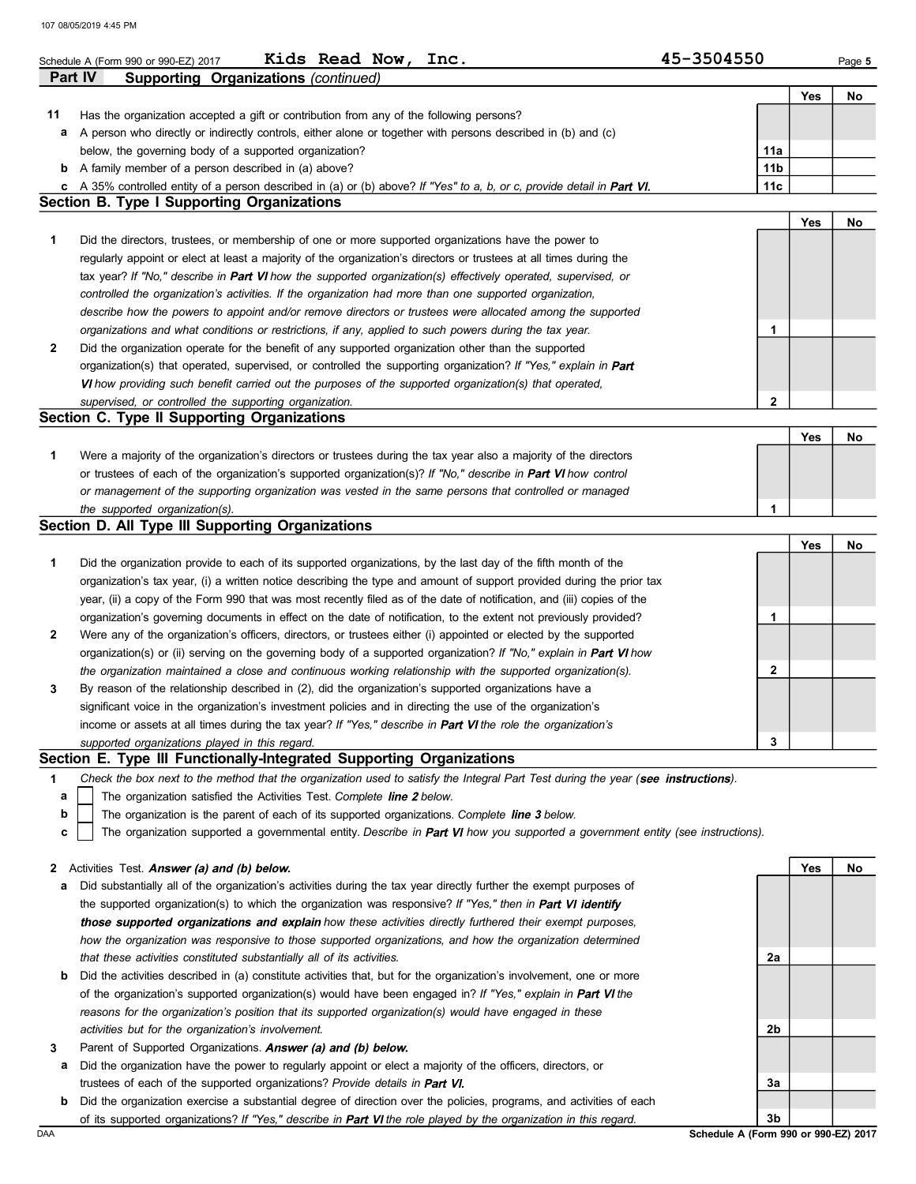Schedule A (Form 990 or 990-EZ) 2017 **Kids Read Now, Inc.** **45-3504550**

## Part IV Supporting Organizations *(continued)*

| | | | Yes | No |
|---|---|---|---|---|
| **11** | Has the organization accepted a gift or contribution from any of the following persons? | | | |
| **a** | A person who directly or indirectly controls, either alone or together with persons described in (b) and (c) below, the governing body of a supported organization? | **11a** | | |
| **b** | A family member of a person described in (a) above? | **11b** | | |
| **c** | A 35% controlled entity of a person described in (a) or (b) above? *If "Yes" to a, b, or c, provide detail in* ***Part VI.*** | **11c** | | |

### Section B. Type I Supporting Organizations

| | | | Yes | No |
|---|---|---|---|---|
| **1** | Did the directors, trustees, or membership of one or more supported organizations have the power to regularly appoint or elect at least a majority of the organization's directors or trustees at all times during the tax year? *If "No," describe in* ***Part VI*** *how the supported organization(s) effectively operated, supervised, or controlled the organization's activities. If the organization had more than one supported organization, describe how the powers to appoint and/or remove directors or trustees were allocated among the supported organizations and what conditions or restrictions, if any, applied to such powers during the tax year.* | **1** | | |
| **2** | Did the organization operate for the benefit of any supported organization other than the supported organization(s) that operated, supervised, or controlled the supporting organization? *If "Yes," explain in* ***Part VI*** *how providing such benefit carried out the purposes of the supported organization(s) that operated, supervised, or controlled the supporting organization.* | **2** | | |

### Section C. Type II Supporting Organizations

| | | | Yes | No |
|---|---|---|---|---|
| **1** | Were a majority of the organization's directors or trustees during the tax year also a majority of the directors or trustees of each of the organization's supported organization(s)? *If "No," describe in* ***Part VI*** *how control or management of the supporting organization was vested in the same persons that controlled or managed the supported organization(s).* | **1** | | |

### Section D. All Type III Supporting Organizations

| | | | Yes | No |
|---|---|---|---|---|
| **1** | Did the organization provide to each of its supported organizations, by the last day of the fifth month of the organization's tax year, (i) a written notice describing the type and amount of support provided during the prior tax year, (ii) a copy of the Form 990 that was most recently filed as of the date of notification, and (iii) copies of the organization's governing documents in effect on the date of notification, to the extent not previously provided? | **1** | | |
| **2** | Were any of the organization's officers, directors, or trustees either (i) appointed or elected by the supported organization(s) or (ii) serving on the governing body of a supported organization? *If "No," explain in* ***Part VI*** *how the organization maintained a close and continuous working relationship with the supported organization(s).* | **2** | | |
| **3** | By reason of the relationship described in (2), did the organization's supported organizations have a significant voice in the organization's investment policies and in directing the use of the organization's income or assets at all times during the tax year? *If "Yes," describe in* ***Part VI*** *the role the organization's supported organizations played in this regard.* | **3** | | |

### Section E. Type III Functionally-Integrated Supporting Organizations

**1** *Check the box next to the method that the organization used to satisfy the Integral Part Test during the year (****see instructions****).*

**a** ☐ The organization satisfied the Activities Test. *Complete* ***line 2*** *below.*

**b** ☐ The organization is the parent of each of its supported organizations. *Complete* ***line 3*** *below.*

**c** ☐ The organization supported a governmental entity. *Describe in* ***Part VI*** *how you supported a government entity (see instructions).*

| | | | Yes | No |
|---|---|---|---|---|
| **2** | Activities Test. ***Answer (a) and (b) below.*** | | | |
| **a** | Did substantially all of the organization's activities during the tax year directly further the exempt purposes of the supported organization(s) to which the organization was responsive? *If "Yes," then in* ***Part VI identify those supported organizations and explain*** *how these activities directly furthered their exempt purposes, how the organization was responsive to those supported organizations, and how the organization determined that these activities constituted substantially all of its activities.* | **2a** | | |
| **b** | Did the activities described in (a) constitute activities that, but for the organization's involvement, one or more of the organization's supported organization(s) would have been engaged in? *If "Yes," explain in* ***Part VI*** *the reasons for the organization's position that its supported organization(s) would have engaged in these activities but for the organization's involvement.* | **2b** | | |
| **3** | Parent of Supported Organizations. ***Answer (a) and (b) below.*** | | | |
| **a** | Did the organization have the power to regularly appoint or elect a majority of the officers, directors, or trustees of each of the supported organizations? *Provide details in* ***Part VI.*** | **3a** | | |
| **b** | Did the organization exercise a substantial degree of direction over the policies, programs, and activities of each of its supported organizations? *If "Yes," describe in* ***Part VI*** *the role played by the organization in this regard.* | **3b** | | |

DAA **Schedule A (Form 990 or 990-EZ) 2017**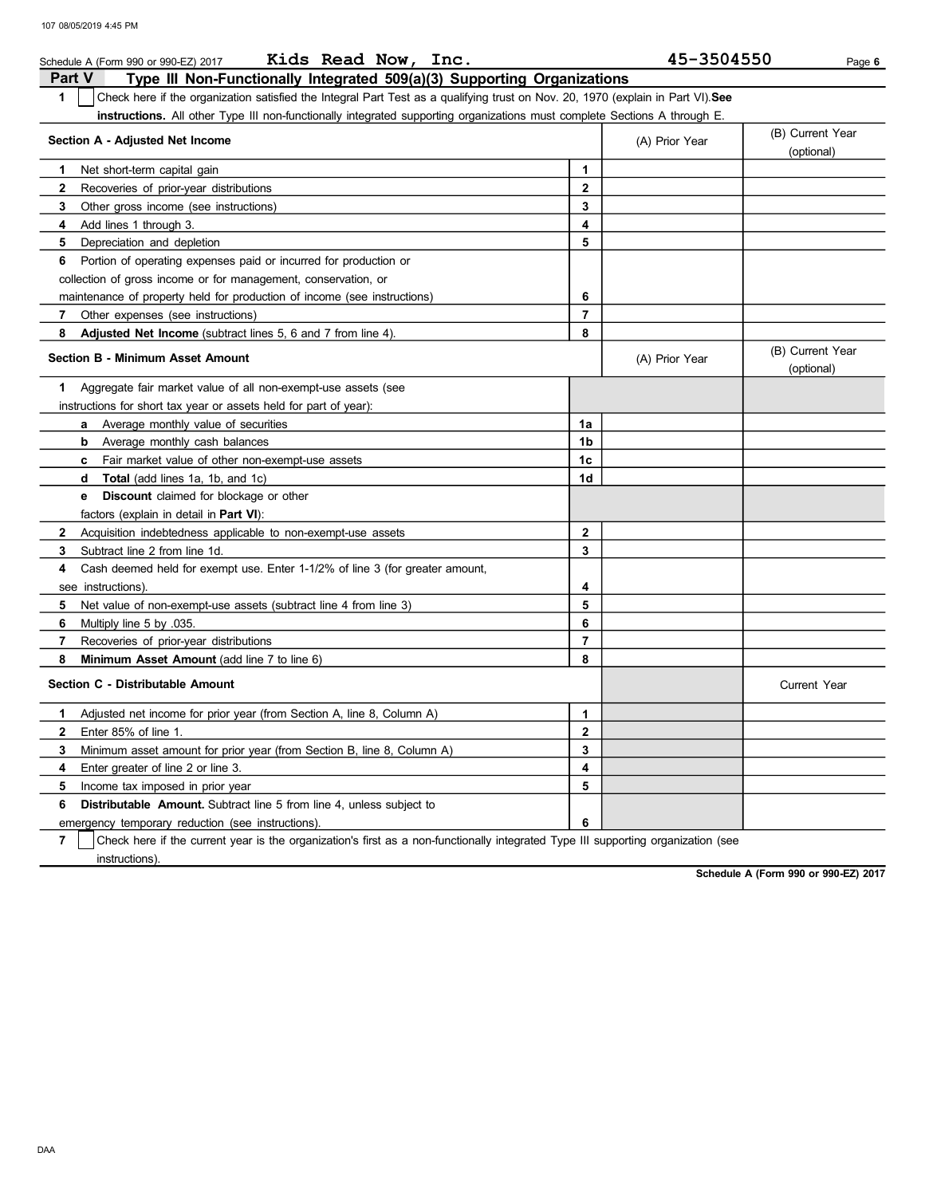Schedule A (Form 990 or 990-EZ) 2017 Kids Read Now, Inc. 45-3504550

## Part V Type III Non-Functionally Integrated 509(a)(3) Supporting Organizations

**1** ☐ Check here if the organization satisfied the Integral Part Test as a qualifying trust on Nov. 20, 1970 (explain in Part VI). **See instructions.** All other Type III non-functionally integrated supporting organizations must complete Sections A through E.

| Section A - Adjusted Net Income | | (A) Prior Year | (B) Current Year (optional) |
|---|---|---|---|
| **1** Net short-term capital gain | 1 | | |
| **2** Recoveries of prior-year distributions | 2 | | |
| **3** Other gross income (see instructions) | 3 | | |
| **4** Add lines 1 through 3. | 4 | | |
| **5** Depreciation and depletion | 5 | | |
| **6** Portion of operating expenses paid or incurred for production or collection of gross income or for management, conservation, or maintenance of property held for production of income (see instructions) | 6 | | |
| **7** Other expenses (see instructions) | 7 | | |
| **8** **Adjusted Net Income** (subtract lines 5, 6 and 7 from line 4). | 8 | | |

| Section B - Minimum Asset Amount | | (A) Prior Year | (B) Current Year (optional) |
|---|---|---|---|
| **1** Aggregate fair market value of all non-exempt-use assets (see instructions for short tax year or assets held for part of year): | | | |
| **a** Average monthly value of securities | 1a | | |
| **b** Average monthly cash balances | 1b | | |
| **c** Fair market value of other non-exempt-use assets | 1c | | |
| **d** **Total** (add lines 1a, 1b, and 1c) | 1d | | |
| **e** **Discount** claimed for blockage or other factors (explain in detail in **Part VI**): | | | |
| **2** Acquisition indebtedness applicable to non-exempt-use assets | 2 | | |
| **3** Subtract line 2 from line 1d. | 3 | | |
| **4** Cash deemed held for exempt use. Enter 1-1/2% of line 3 (for greater amount, see instructions). | 4 | | |
| **5** Net value of non-exempt-use assets (subtract line 4 from line 3) | 5 | | |
| **6** Multiply line 5 by .035. | 6 | | |
| **7** Recoveries of prior-year distributions | 7 | | |
| **8** **Minimum Asset Amount** (add line 7 to line 6) | 8 | | |

| Section C - Distributable Amount | | | Current Year |
|---|---|---|---|
| **1** Adjusted net income for prior year (from Section A, line 8, Column A) | 1 | | |
| **2** Enter 85% of line 1. | 2 | | |
| **3** Minimum asset amount for prior year (from Section B, line 8, Column A) | 3 | | |
| **4** Enter greater of line 2 or line 3. | 4 | | |
| **5** Income tax imposed in prior year | 5 | | |
| **6** **Distributable Amount.** Subtract line 5 from line 4, unless subject to emergency temporary reduction (see instructions). | 6 | | |

**7** ☐ Check here if the current year is the organization's first as a non-functionally integrated Type III supporting organization (see instructions).

Schedule A (Form 990 or 990-EZ) 2017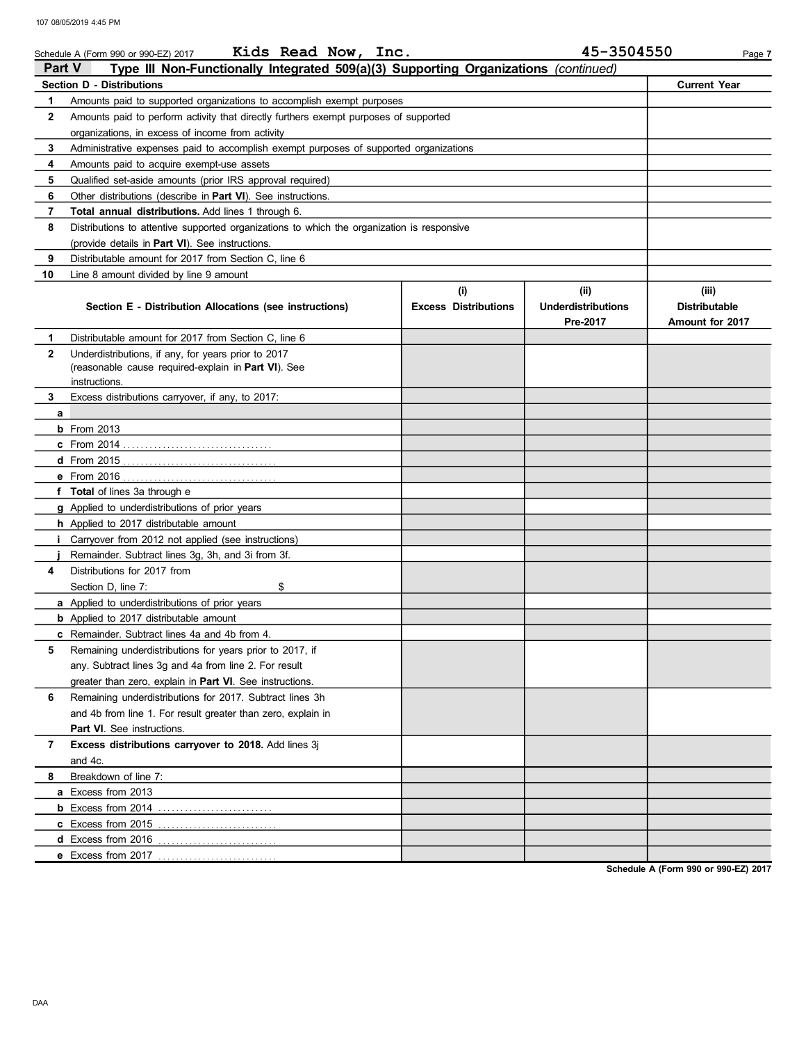Schedule A (Form 990 or 990-EZ) 2017 Kids Read Now, Inc. 45-3504550

## Part V Type III Non-Functionally Integrated 509(a)(3) Supporting Organizations *(continued)*

| | **Section D - Distributions** | **Current Year** |
|---|---|---|
| **1** | Amounts paid to supported organizations to accomplish exempt purposes | |
| **2** | Amounts paid to perform activity that directly furthers exempt purposes of supported organizations, in excess of income from activity | |
| **3** | Administrative expenses paid to accomplish exempt purposes of supported organizations | |
| **4** | Amounts paid to acquire exempt-use assets | |
| **5** | Qualified set-aside amounts (prior IRS approval required) | |
| **6** | Other distributions (describe in **Part VI**). See instructions. | |
| **7** | **Total annual distributions.** Add lines 1 through 6. | |
| **8** | Distributions to attentive supported organizations to which the organization is responsive (provide details in **Part VI**). See instructions. | |
| **9** | Distributable amount for 2017 from Section C, line 6 | |
| **10** | Line 8 amount divided by line 9 amount | |

| | **Section E - Distribution Allocations (see instructions)** | **(i) Excess Distributions** | **(ii) Underdistributions Pre-2017** | **(iii) Distributable Amount for 2017** |
|---|---|---|---|---|
| **1** | Distributable amount for 2017 from Section C, line 6 | | | |
| **2** | Underdistributions, if any, for years prior to 2017 (reasonable cause required-explain in **Part VI**). See instructions. | | | |
| **3** | Excess distributions carryover, if any, to 2017: | | | |
| **a** | | | | |
| **b** | From 2013 | | | |
| **c** | From 2014 | | | |
| **d** | From 2015 | | | |
| **e** | From 2016 | | | |
| **f** | **Total** of lines 3a through e | | | |
| **g** | Applied to underdistributions of prior years | | | |
| **h** | Applied to 2017 distributable amount | | | |
| **i** | Carryover from 2012 not applied (see instructions) | | | |
| **j** | Remainder. Subtract lines 3g, 3h, and 3i from 3f. | | | |
| **4** | Distributions for 2017 from Section D, line 7: $ | | | |
| **a** | Applied to underdistributions of prior years | | | |
| **b** | Applied to 2017 distributable amount | | | |
| **c** | Remainder. Subtract lines 4a and 4b from 4. | | | |
| **5** | Remaining underdistributions for years prior to 2017, if any. Subtract lines 3g and 4a from line 2. For result greater than zero, explain in **Part VI**. See instructions. | | | |
| **6** | Remaining underdistributions for 2017. Subtract lines 3h and 4b from line 1. For result greater than zero, explain in **Part VI**. See instructions. | | | |
| **7** | **Excess distributions carryover to 2018.** Add lines 3j and 4c. | | | |
| **8** | Breakdown of line 7: | | | |
| **a** | Excess from 2013 | | | |
| **b** | Excess from 2014 | | | |
| **c** | Excess from 2015 | | | |
| **d** | Excess from 2016 | | | |
| **e** | Excess from 2017 | | | |

**Schedule A (Form 990 or 990-EZ) 2017**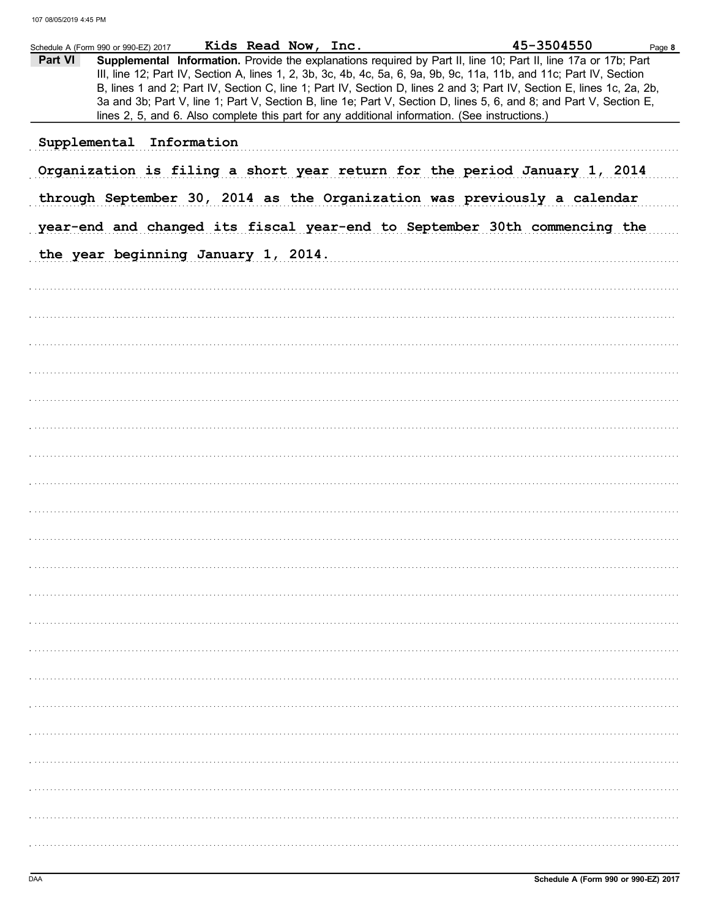Schedule A (Form 990 or 990-EZ) 2017 Kids Read Now, Inc. 45-3504550 Page **8**

**Part VI** **Supplemental Information.** Provide the explanations required by Part II, line 10; Part II, line 17a or 17b; Part III, line 12; Part IV, Section A, lines 1, 2, 3b, 3c, 4b, 4c, 5a, 6, 9a, 9b, 9c, 11a, 11b, and 11c; Part IV, Section B, lines 1 and 2; Part IV, Section C, line 1; Part IV, Section D, lines 2 and 3; Part IV, Section E, lines 1c, 2a, 2b, 3a and 3b; Part V, line 1; Part V, Section B, line 1e; Part V, Section D, lines 5, 6, and 8; and Part V, Section E, lines 2, 5, and 6. Also complete this part for any additional information. (See instructions.)

Supplemental Information

Organization is filing a short year return for the period January 1, 2014 through September 30, 2014 as the Organization was previously a calendar year-end and changed its fiscal year-end to September 30th commencing the the year beginning January 1, 2014.

Schedule A (Form 990 or 990-EZ) 2017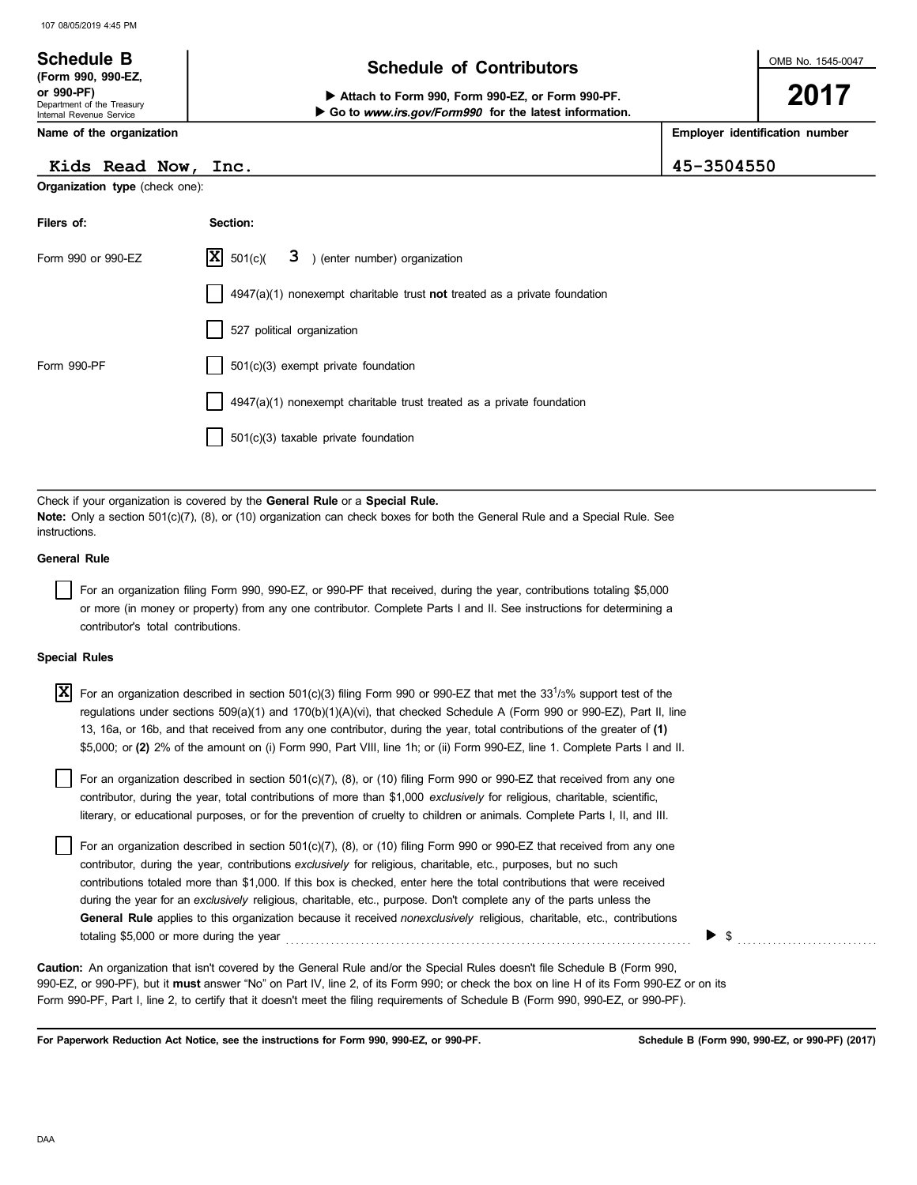# Schedule B (Form 990, 990-EZ, or 990-PF)

Department of the Treasury
Internal Revenue Service

## Schedule of Contributors

▶ Attach to Form 990, Form 990-EZ, or Form 990-PF.
▶ Go to *www.irs.gov/Form990* for the latest information.

OMB No. 1545-0047

**2017**

| Name of the organization | Employer identification number |
|---|---|
| Kids Read Now, Inc. | 45-3504550 |

**Organization type** (check one):

| Filers of: | Section: |
|---|---|
| Form 990 or 990-EZ | [X] 501(c)( 3 ) (enter number) organization |
| | [ ] 4947(a)(1) nonexempt charitable trust **not** treated as a private foundation |
| | [ ] 527 political organization |
| Form 990-PF | [ ] 501(c)(3) exempt private foundation |
| | [ ] 4947(a)(1) nonexempt charitable trust treated as a private foundation |
| | [ ] 501(c)(3) taxable private foundation |

Check if your organization is covered by the **General Rule** or a **Special Rule.**

**Note:** Only a section 501(c)(7), (8), or (10) organization can check boxes for both the General Rule and a Special Rule. See instructions.

### General Rule

[ ] For an organization filing Form 990, 990-EZ, or 990-PF that received, during the year, contributions totaling $5,000 or more (in money or property) from any one contributor. Complete Parts I and II. See instructions for determining a contributor's total contributions.

### Special Rules

[X] For an organization described in section 501(c)(3) filing Form 990 or 990-EZ that met the 33 1/3% support test of the regulations under sections 509(a)(1) and 170(b)(1)(A)(vi), that checked Schedule A (Form 990 or 990-EZ), Part II, line 13, 16a, or 16b, and that received from any one contributor, during the year, total contributions of the greater of **(1)** $5,000; or **(2)** 2% of the amount on (i) Form 990, Part VIII, line 1h; or (ii) Form 990-EZ, line 1. Complete Parts I and II.

[ ] For an organization described in section 501(c)(7), (8), or (10) filing Form 990 or 990-EZ that received from any one contributor, during the year, total contributions of more than $1,000 *exclusively* for religious, charitable, scientific, literary, or educational purposes, or for the prevention of cruelty to children or animals. Complete Parts I, II, and III.

[ ] For an organization described in section 501(c)(7), (8), or (10) filing Form 990 or 990-EZ that received from any one contributor, during the year, contributions *exclusively* for religious, charitable, etc., purposes, but no such contributions totaled more than $1,000. If this box is checked, enter here the total contributions that were received during the year for an *exclusively* religious, charitable, etc., purpose. Don't complete any of the parts unless the **General Rule** applies to this organization because it received *nonexclusively* religious, charitable, etc., contributions totaling $5,000 or more during the year ........ ▶ $ ..........

**Caution:** An organization that isn't covered by the General Rule and/or the Special Rules doesn't file Schedule B (Form 990, 990-EZ, or 990-PF), but it **must** answer "No" on Part IV, line 2, of its Form 990; or check the box on line H of its Form 990-EZ or on its Form 990-PF, Part I, line 2, to certify that it doesn't meet the filing requirements of Schedule B (Form 990, 990-EZ, or 990-PF).

**For Paperwork Reduction Act Notice, see the instructions for Form 990, 990-EZ, or 990-PF.** **Schedule B (Form 990, 990-EZ, or 990-PF) (2017)**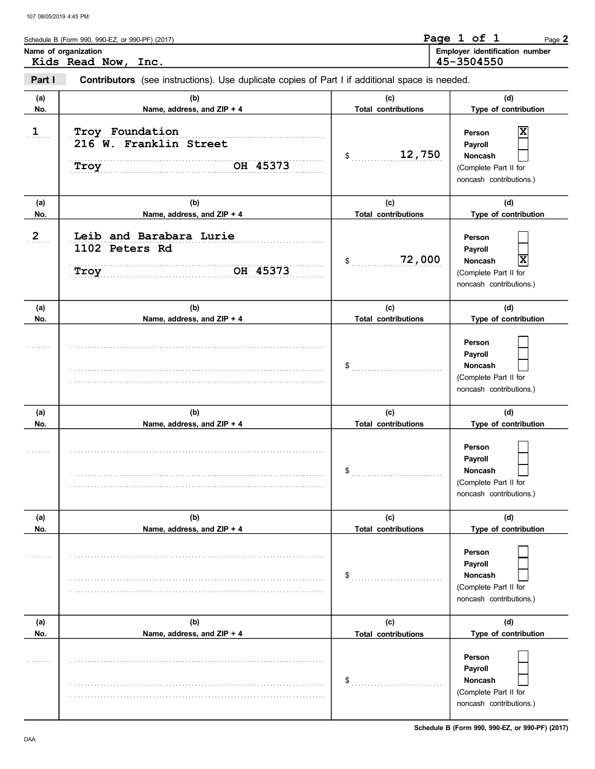Schedule B (Form 990, 990-EZ, or 990-PF) (2017)

Page 2

**Name of organization**
Kids Read Now, Inc.

**Employer identification number**
45-3504550

**Part I** **Contributors** (see instructions). Use duplicate copies of Part I if additional space is needed.

| (a) No. | (b) Name, address, and ZIP + 4 | (c) Total contributions | (d) Type of contribution |
|---|---|---|---|
| 1 | Troy Foundation<br>216 W. Franklin Street<br>Troy OH 45373 | $ 12,750 | Person [X]<br>Payroll [ ]<br>Noncash [ ]<br>(Complete Part II for noncash contributions.) |
| 2 | Leib and Barabara Lurie<br>1102 Peters Rd<br>Troy OH 45373 | $ 72,000 | Person [ ]<br>Payroll [ ]<br>Noncash [X]<br>(Complete Part II for noncash contributions.) |
| | | $ | Person [ ]<br>Payroll [ ]<br>Noncash [ ]<br>(Complete Part II for noncash contributions.) |
| | | $ | Person [ ]<br>Payroll [ ]<br>Noncash [ ]<br>(Complete Part II for noncash contributions.) |
| | | $ | Person [ ]<br>Payroll [ ]<br>Noncash [ ]<br>(Complete Part II for noncash contributions.) |
| | | $ | Person [ ]<br>Payroll [ ]<br>Noncash [ ]<br>(Complete Part II for noncash contributions.) |

Schedule B (Form 990, 990-EZ, or 990-PF) (2017)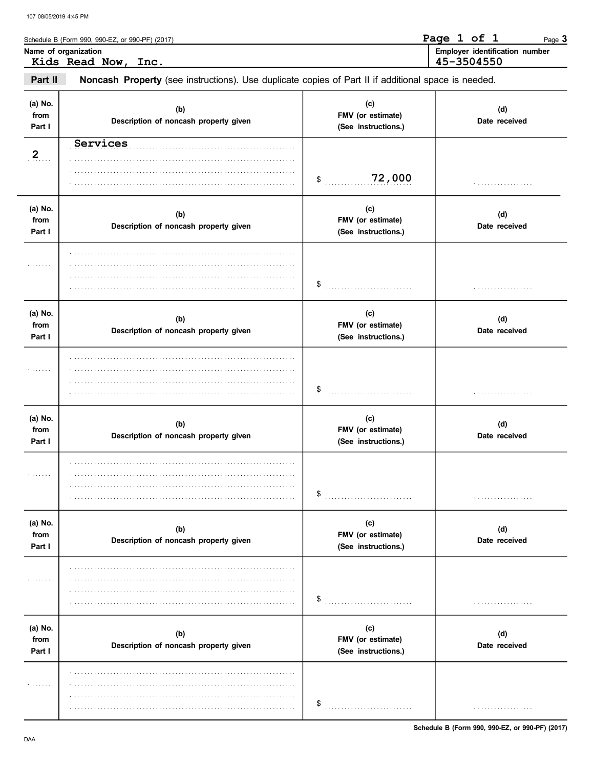Schedule B (Form 990, 990-EZ, or 990-PF) (2017)

Page 3

**Name of organization**

Kids Read Now, Inc.

**Employer identification number**

45-3504550

**Part II** **Noncash Property** (see instructions). Use duplicate copies of Part II if additional space is needed.

| (a) No. from Part I | (b) Description of noncash property given | (c) FMV (or estimate) (See instructions.) | (d) Date received |
|---|---|---|---|
| 2 | Services | $ 72,000 | |

| (a) No. from Part I | (b) Description of noncash property given | (c) FMV (or estimate) (See instructions.) | (d) Date received |
|---|---|---|---|
| | | $ | |

| (a) No. from Part I | (b) Description of noncash property given | (c) FMV (or estimate) (See instructions.) | (d) Date received |
|---|---|---|---|
| | | $ | |

| (a) No. from Part I | (b) Description of noncash property given | (c) FMV (or estimate) (See instructions.) | (d) Date received |
|---|---|---|---|
| | | $ | |

| (a) No. from Part I | (b) Description of noncash property given | (c) FMV (or estimate) (See instructions.) | (d) Date received |
|---|---|---|---|
| | | $ | |

| (a) No. from Part I | (b) Description of noncash property given | (c) FMV (or estimate) (See instructions.) | (d) Date received |
|---|---|---|---|
| | | $ | |

Schedule B (Form 990, 990-EZ, or 990-PF) (2017)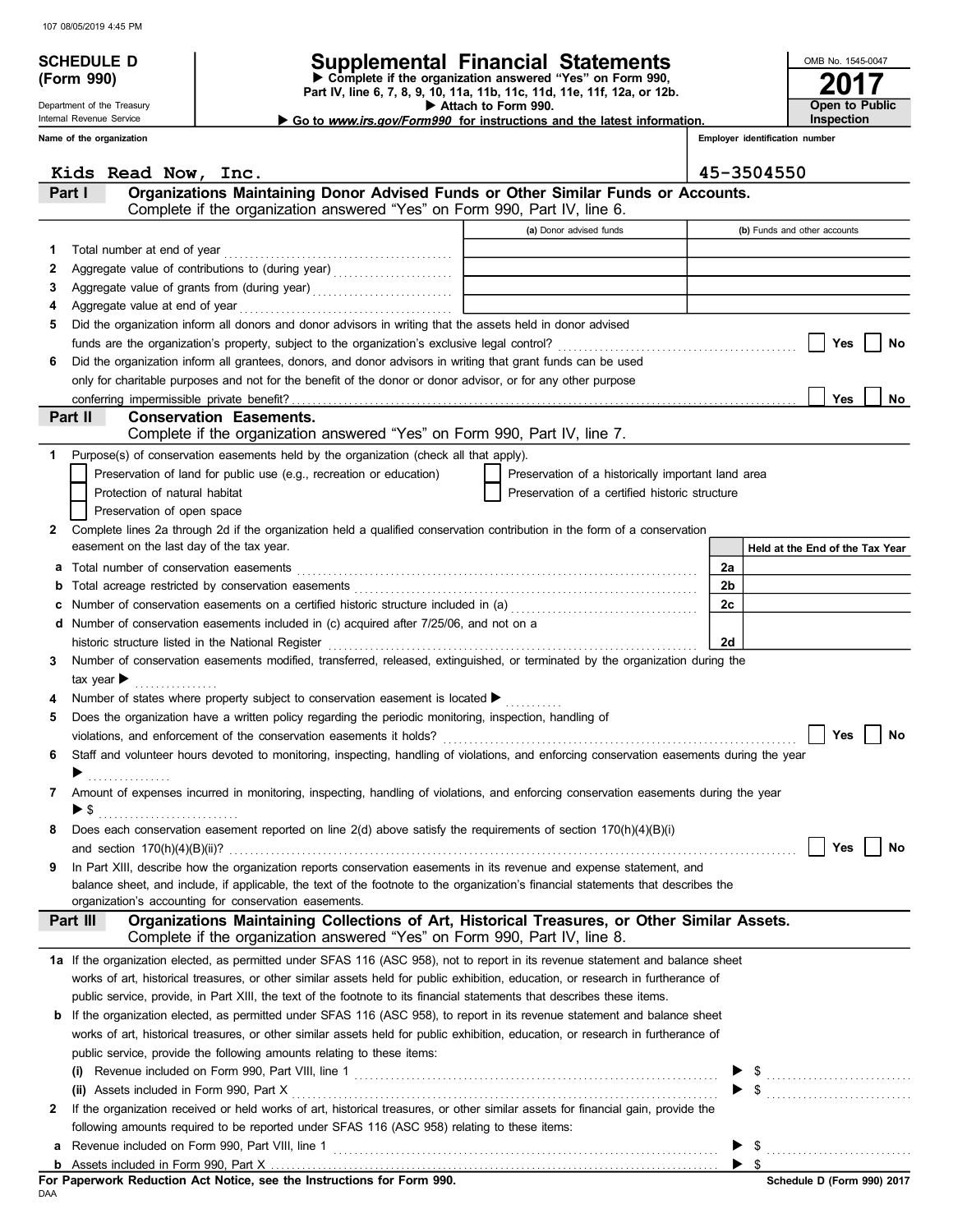# SCHEDULE D (Form 990)

Department of the Treasury
Internal Revenue Service

# Supplemental Financial Statements

▶ Complete if the organization answered "Yes" on Form 990, Part IV, line 6, 7, 8, 9, 10, 11a, 11b, 11c, 11d, 11e, 11f, 12a, or 12b.
▶ Attach to Form 990.
▶ Go to *www.irs.gov/Form990* for instructions and the latest information.

OMB No. 1545-0047

**2017**

**Open to Public Inspection**

Name of the organization: Kids Read Now, Inc.

Employer identification number: 45-3504550

## Part I Organizations Maintaining Donor Advised Funds or Other Similar Funds or Accounts.

Complete if the organization answered "Yes" on Form 990, Part IV, line 6.

| | | (a) Donor advised funds | (b) Funds and other accounts |
|---|---|---|---|
| 1 | Total number at end of year | | |
| 2 | Aggregate value of contributions to (during year) | | |
| 3 | Aggregate value of grants from (during year) | | |
| 4 | Aggregate value at end of year | | |

5 Did the organization inform all donors and donor advisors in writing that the assets held in donor advised funds are the organization's property, subject to the organization's exclusive legal control? ☐ Yes ☐ No

6 Did the organization inform all grantees, donors, and donor advisors in writing that grant funds can be used only for charitable purposes and not for the benefit of the donor or donor advisor, or for any other purpose conferring impermissible private benefit? ☐ Yes ☐ No

## Part II Conservation Easements.

Complete if the organization answered "Yes" on Form 990, Part IV, line 7.

1 Purpose(s) of conservation easements held by the organization (check all that apply).

- ☐ Preservation of land for public use (e.g., recreation or education)
- ☐ Protection of natural habitat
- ☐ Preservation of open space
- ☐ Preservation of a historically important land area
- ☐ Preservation of a certified historic structure

2 Complete lines 2a through 2d if the organization held a qualified conservation contribution in the form of a conservation easement on the last day of the tax year.

| | | | Held at the End of the Tax Year |
|---|---|---|---|
| a | Total number of conservation easements | 2a | |
| b | Total acreage restricted by conservation easements | 2b | |
| c | Number of conservation easements on a certified historic structure included in (a) | 2c | |
| d | Number of conservation easements included in (c) acquired after 7/25/06, and not on a historic structure listed in the National Register | 2d | |

3 Number of conservation easements modified, transferred, released, extinguished, or terminated by the organization during the tax year ▶

4 Number of states where property subject to conservation easement is located ▶

5 Does the organization have a written policy regarding the periodic monitoring, inspection, handling of violations, and enforcement of the conservation easements it holds? ☐ Yes ☐ No

6 Staff and volunteer hours devoted to monitoring, inspecting, handling of violations, and enforcing conservation easements during the year ▶

7 Amount of expenses incurred in monitoring, inspecting, handling of violations, and enforcing conservation easements during the year ▶ $

8 Does each conservation easement reported on line 2(d) above satisfy the requirements of section 170(h)(4)(B)(i) and section 170(h)(4)(B)(ii)? ☐ Yes ☐ No

9 In Part XIII, describe how the organization reports conservation easements in its revenue and expense statement, and balance sheet, and include, if applicable, the text of the footnote to the organization's financial statements that describes the organization's accounting for conservation easements.

## Part III Organizations Maintaining Collections of Art, Historical Treasures, or Other Similar Assets.

Complete if the organization answered "Yes" on Form 990, Part IV, line 8.

1a If the organization elected, as permitted under SFAS 116 (ASC 958), not to report in its revenue statement and balance sheet works of art, historical treasures, or other similar assets held for public exhibition, education, or research in furtherance of public service, provide, in Part XIII, the text of the footnote to its financial statements that describes these items.

b If the organization elected, as permitted under SFAS 116 (ASC 958), to report in its revenue statement and balance sheet works of art, historical treasures, or other similar assets held for public exhibition, education, or research in furtherance of public service, provide the following amounts relating to these items:

(i) Revenue included on Form 990, Part VIII, line 1 ▶ $

(ii) Assets included in Form 990, Part X ▶ $

2 If the organization received or held works of art, historical treasures, or other similar assets for financial gain, provide the following amounts required to be reported under SFAS 116 (ASC 958) relating to these items:

a Revenue included on Form 990, Part VIII, line 1 ▶ $

b Assets included in Form 990, Part X ▶ $

For Paperwork Reduction Act Notice, see the Instructions for Form 990.

Schedule D (Form 990) 2017

DAA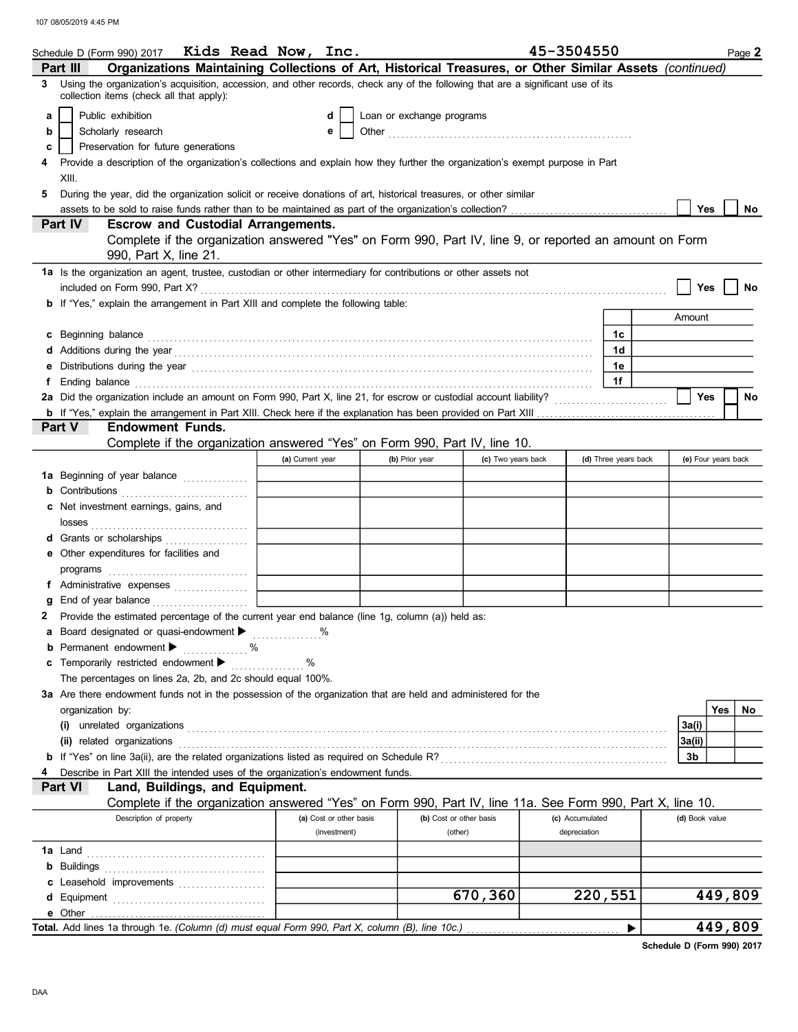Schedule D (Form 990) 2017 **Kids Read Now, Inc.** **45-3504550** Page **2**

## Part III Organizations Maintaining Collections of Art, Historical Treasures, or Other Similar Assets *(continued)*

**3** Using the organization's acquisition, accession, and other records, check any of the following that are a significant use of its collection items (check all that apply):

- **a** ☐ Public exhibition
- **b** ☐ Scholarly research
- **c** ☐ Preservation for future generations
- **d** ☐ Loan or exchange programs
- **e** ☐ Other ..........

**4** Provide a description of the organization's collections and explain how they further the organization's exempt purpose in Part XIII.

**5** During the year, did the organization solicit or receive donations of art, historical treasures, or other similar assets to be sold to raise funds rather than to be maintained as part of the organization's collection? ☐ Yes ☐ No

## Part IV Escrow and Custodial Arrangements.

Complete if the organization answered "Yes" on Form 990, Part IV, line 9, or reported an amount on Form 990, Part X, line 21.

**1a** Is the organization an agent, trustee, custodian or other intermediary for contributions or other assets not included on Form 990, Part X? ☐ Yes ☐ No

**b** If "Yes," explain the arrangement in Part XIII and complete the following table:

| | | Amount |
|---|---|---|
| **c** Beginning balance | 1c | |
| **d** Additions during the year | 1d | |
| **e** Distributions during the year | 1e | |
| **f** Ending balance | 1f | |

**2a** Did the organization include an amount on Form 990, Part X, line 21, for escrow or custodial account liability? ☐ Yes ☐ No

**b** If "Yes," explain the arrangement in Part XIII. Check here if the explanation has been provided on Part XIII ☐

## Part V Endowment Funds.

Complete if the organization answered "Yes" on Form 990, Part IV, line 10.

| | (a) Current year | (b) Prior year | (c) Two years back | (d) Three years back | (e) Four years back |
|---|---|---|---|---|---|
| **1a** Beginning of year balance | | | | | |
| **b** Contributions | | | | | |
| **c** Net investment earnings, gains, and losses | | | | | |
| **d** Grants or scholarships | | | | | |
| **e** Other expenditures for facilities and programs | | | | | |
| **f** Administrative expenses | | | | | |
| **g** End of year balance | | | | | |

**2** Provide the estimated percentage of the current year end balance (line 1g, column (a)) held as:

- **a** Board designated or quasi-endowment ▶ ..........%
- **b** Permanent endowment ▶ ..........%
- **c** Temporarily restricted endowment ▶ ..........%

The percentages on lines 2a, 2b, and 2c should equal 100%.

**3a** Are there endowment funds not in the possession of the organization that are held and administered for the organization by:

| | | Yes | No |
|---|---|---|---|
| (i) unrelated organizations | 3a(i) | | |
| (ii) related organizations | 3a(ii) | | |
| **b** If "Yes" on line 3a(ii), are the related organizations listed as required on Schedule R? | 3b | | |

**4** Describe in Part XIII the intended uses of the organization's endowment funds.

## Part VI Land, Buildings, and Equipment.

Complete if the organization answered "Yes" on Form 990, Part IV, line 11a. See Form 990, Part X, line 10.

| Description of property | (a) Cost or other basis (investment) | (b) Cost or other basis (other) | (c) Accumulated depreciation | (d) Book value |
|---|---|---|---|---|
| **1a** Land | | | | |
| **b** Buildings | | | | |
| **c** Leasehold improvements | | | | |
| **d** Equipment | | 670,360 | 220,551 | 449,809 |
| **e** Other | | | | |
| **Total.** Add lines 1a through 1e. *(Column (d) must equal Form 990, Part X, column (B), line 10c.)* ▶ | | | | 449,809 |

**Schedule D (Form 990) 2017**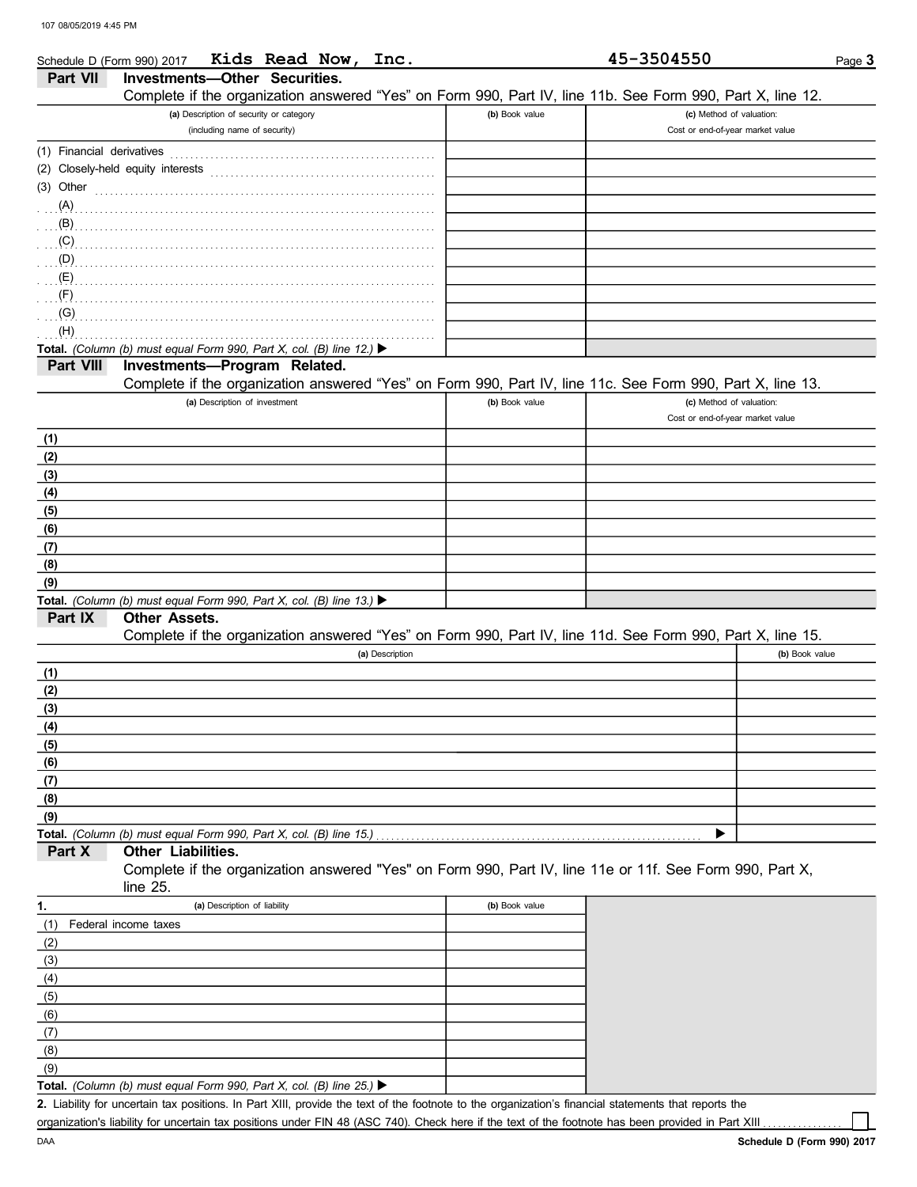Schedule D (Form 990) 2017 **Kids Read Now, Inc.** **45-3504550** Page **3**

## Part VII Investments—Other Securities.

Complete if the organization answered "Yes" on Form 990, Part IV, line 11b. See Form 990, Part X, line 12.

| (a) Description of security or category (including name of security) | (b) Book value | (c) Method of valuation: Cost or end-of-year market value |
|---|---|---|
| (1) Financial derivatives | | |
| (2) Closely-held equity interests | | |
| (3) Other | | |
| (A) | | |
| (B) | | |
| (C) | | |
| (D) | | |
| (E) | | |
| (F) | | |
| (G) | | |
| (H) | | |
| **Total.** *(Column (b) must equal Form 990, Part X, col. (B) line 12.)* ▶ | | |

## Part VIII Investments—Program Related.

Complete if the organization answered "Yes" on Form 990, Part IV, line 11c. See Form 990, Part X, line 13.

| (a) Description of investment | (b) Book value | (c) Method of valuation: Cost or end-of-year market value |
|---|---|---|
| (1) | | |
| (2) | | |
| (3) | | |
| (4) | | |
| (5) | | |
| (6) | | |
| (7) | | |
| (8) | | |
| (9) | | |
| **Total.** *(Column (b) must equal Form 990, Part X, col. (B) line 13.)* ▶ | | |

## Part IX Other Assets.

Complete if the organization answered "Yes" on Form 990, Part IV, line 11d. See Form 990, Part X, line 15.

| (a) Description | (b) Book value |
|---|---|
| (1) | |
| (2) | |
| (3) | |
| (4) | |
| (5) | |
| (6) | |
| (7) | |
| (8) | |
| (9) | |
| **Total.** *(Column (b) must equal Form 990, Part X, col. (B) line 15.)* ▶ | |

## Part X Other Liabilities.

Complete if the organization answered "Yes" on Form 990, Part IV, line 11e or 11f. See Form 990, Part X, line 25.

| 1. (a) Description of liability | (b) Book value |
|---|---|
| (1) Federal income taxes | |
| (2) | |
| (3) | |
| (4) | |
| (5) | |
| (6) | |
| (7) | |
| (8) | |
| (9) | |
| **Total.** *(Column (b) must equal Form 990, Part X, col. (B) line 25.)* ▶ | |

**2.** Liability for uncertain tax positions. In Part XIII, provide the text of the footnote to the organization's financial statements that reports the organization's liability for uncertain tax positions under FIN 48 (ASC 740). Check here if the text of the footnote has been provided in Part XIII ☐

DAA **Schedule D (Form 990) 2017**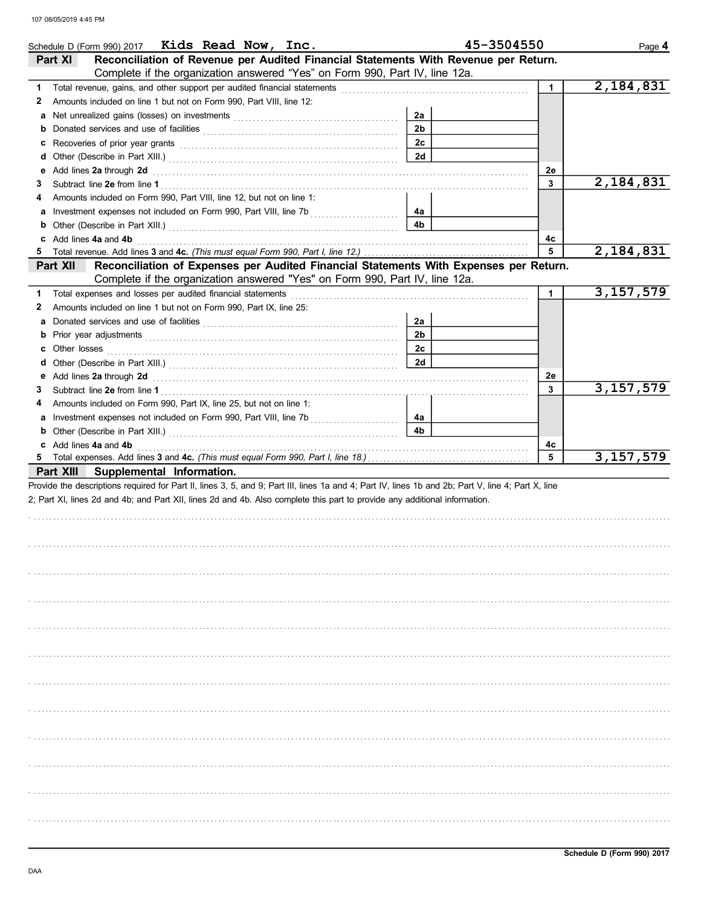Schedule D (Form 990) 2017 Kids Read Now, Inc. 45-3504550

## Part XI Reconciliation of Revenue per Audited Financial Statements With Revenue per Return.

Complete if the organization answered "Yes" on Form 990, Part IV, line 12a.

| | | | | | |
|---|---|---|---|---|---|
| 1 | Total revenue, gains, and other support per audited financial statements | | | 1 | 2,184,831 |
| 2 | Amounts included on line 1 but not on Form 990, Part VIII, line 12: | | | | |
| a | Net unrealized gains (losses) on investments | 2a | | | |
| b | Donated services and use of facilities | 2b | | | |
| c | Recoveries of prior year grants | 2c | | | |
| d | Other (Describe in Part XIII.) | 2d | | | |
| e | Add lines **2a** through **2d** | | | 2e | |
| 3 | Subtract line **2e** from line **1** | | | 3 | 2,184,831 |
| 4 | Amounts included on Form 990, Part VIII, line 12, but not on line 1: | | | | |
| a | Investment expenses not included on Form 990, Part VIII, line 7b | 4a | | | |
| b | Other (Describe in Part XIII.) | 4b | | | |
| c | Add lines **4a** and **4b** | | | 4c | |
| 5 | Total revenue. Add lines **3** and **4c.** *(This must equal Form 990, Part I, line 12.)* | | | 5 | 2,184,831 |

## Part XII Reconciliation of Expenses per Audited Financial Statements With Expenses per Return.

Complete if the organization answered "Yes" on Form 990, Part IV, line 12a.

| | | | | | |
|---|---|---|---|---|---|
| 1 | Total expenses and losses per audited financial statements | | | 1 | 3,157,579 |
| 2 | Amounts included on line 1 but not on Form 990, Part IX, line 25: | | | | |
| a | Donated services and use of facilities | 2a | | | |
| b | Prior year adjustments | 2b | | | |
| c | Other losses | 2c | | | |
| d | Other (Describe in Part XIII.) | 2d | | | |
| e | Add lines **2a** through **2d** | | | 2e | |
| 3 | Subtract line **2e** from line **1** | | | 3 | 3,157,579 |
| 4 | Amounts included on Form 990, Part IX, line 25, but not on line 1: | | | | |
| a | Investment expenses not included on Form 990, Part VIII, line 7b | 4a | | | |
| b | Other (Describe in Part XIII.) | 4b | | | |
| c | Add lines **4a** and **4b** | | | 4c | |
| 5 | Total expenses. Add lines **3** and **4c.** *(This must equal Form 990, Part I, line 18.)* | | | 5 | 3,157,579 |

## Part XIII Supplemental Information.

Provide the descriptions required for Part II, lines 3, 5, and 9; Part III, lines 1a and 4; Part IV, lines 1b and 2b; Part V, line 4; Part X, line 2; Part XI, lines 2d and 4b; and Part XII, lines 2d and 4b. Also complete this part to provide any additional information.

Schedule D (Form 990) 2017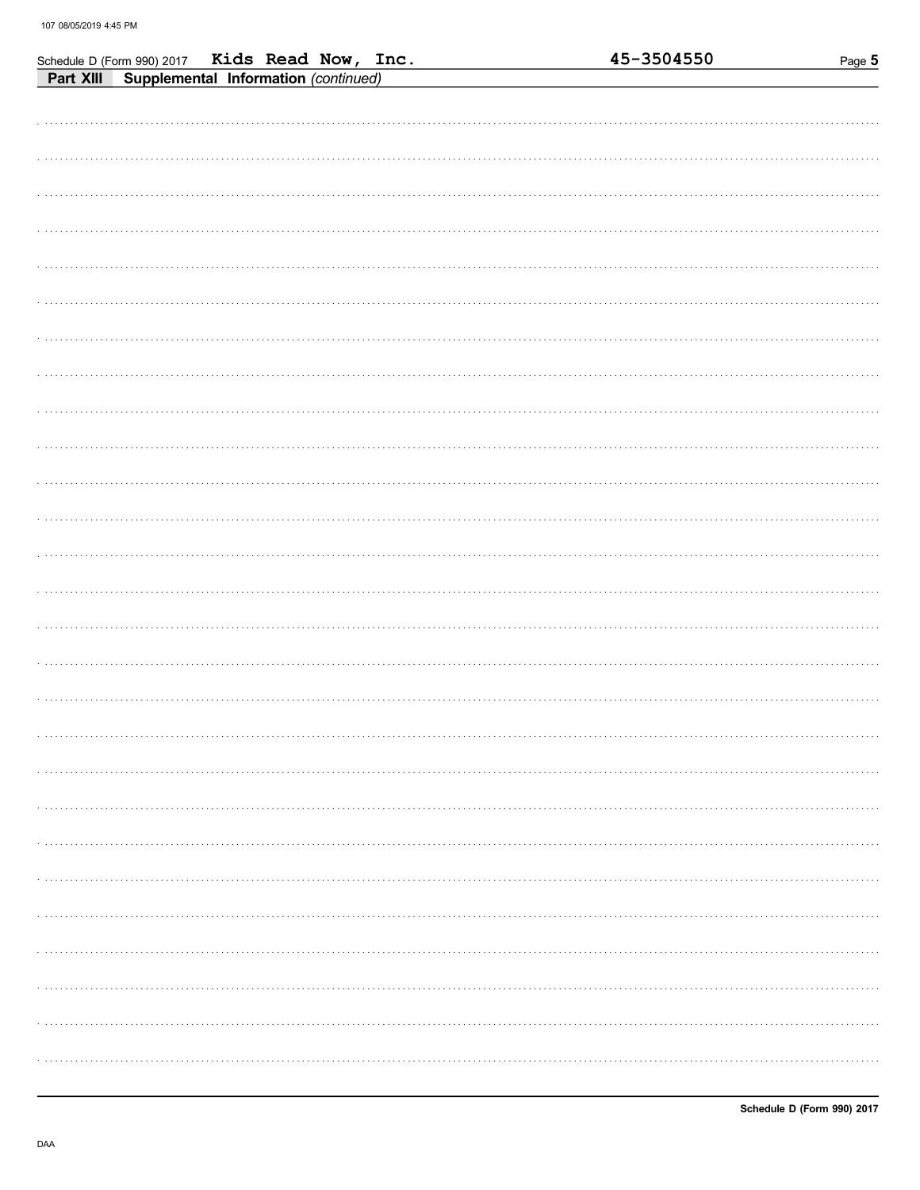Schedule D (Form 990) 2017 **Kids Read Now, Inc.** **45-3504550**

**Part XIII** **Supplemental Information** *(continued)*

DAA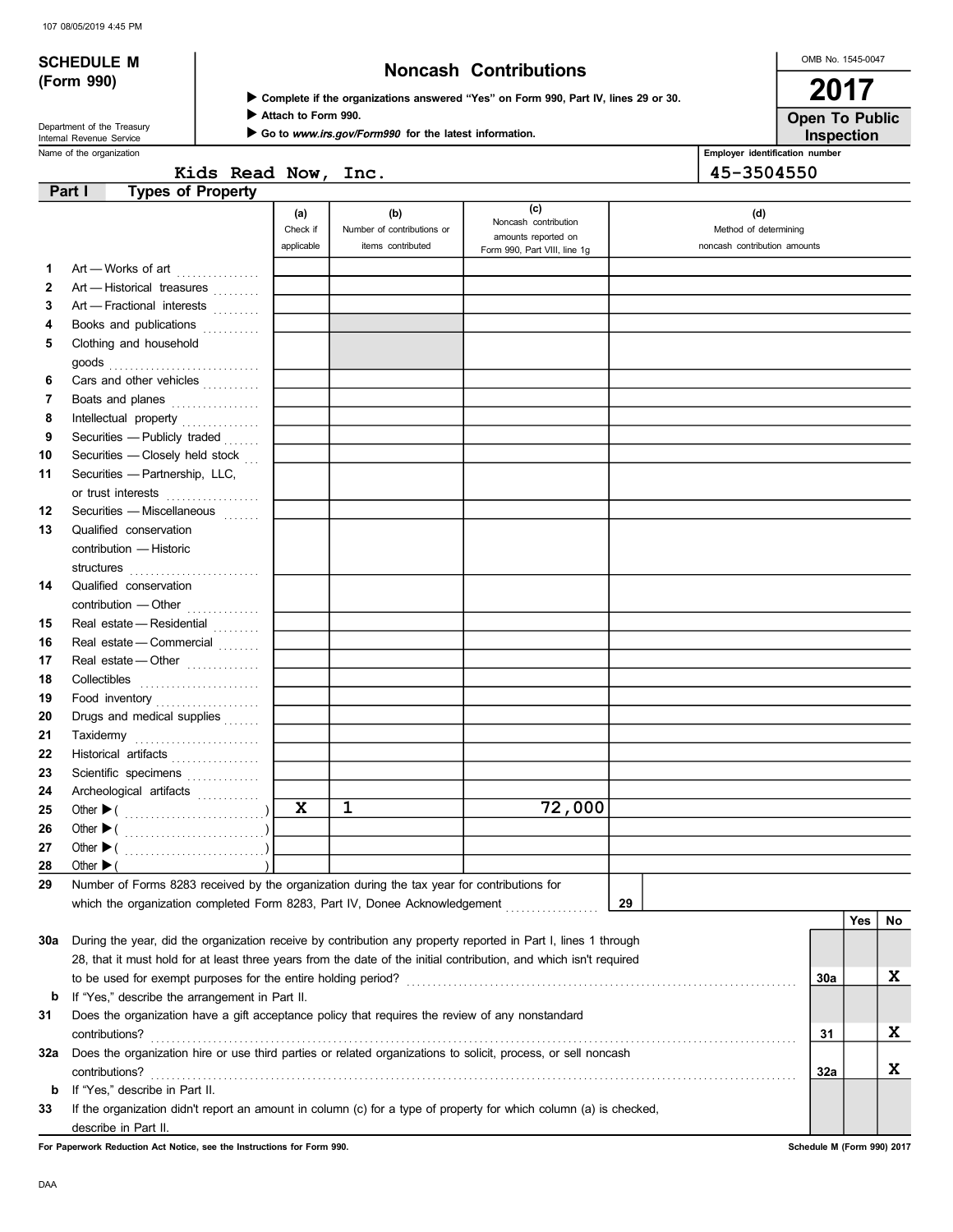107 08/05/2019 4:45 PM

**SCHEDULE M (Form 990)**

Department of the Treasury
Internal Revenue Service

# Noncash Contributions

▶ Complete if the organizations answered "Yes" on Form 990, Part IV, lines 29 or 30.
▶ Attach to Form 990.
▶ Go to *www.irs.gov/Form990* for the latest information.

OMB No. 1545-0047

**2017**

**Open To Public Inspection**

Name of the organization: Kids Read Now, Inc.

Employer identification number: 45-3504550

## Part I Types of Property

| | | (a) Check if applicable | (b) Number of contributions or items contributed | (c) Noncash contribution amounts reported on Form 990, Part VIII, line 1g | (d) Method of determining noncash contribution amounts |
|---|---|---|---|---|---|
| 1 | Art — Works of art | | | | |
| 2 | Art — Historical treasures | | | | |
| 3 | Art — Fractional interests | | | | |
| 4 | Books and publications | | | | |
| 5 | Clothing and household goods | | | | |
| 6 | Cars and other vehicles | | | | |
| 7 | Boats and planes | | | | |
| 8 | Intellectual property | | | | |
| 9 | Securities — Publicly traded | | | | |
| 10 | Securities — Closely held stock | | | | |
| 11 | Securities — Partnership, LLC, or trust interests | | | | |
| 12 | Securities — Miscellaneous | | | | |
| 13 | Qualified conservation contribution — Historic structures | | | | |
| 14 | Qualified conservation contribution — Other | | | | |
| 15 | Real estate — Residential | | | | |
| 16 | Real estate — Commercial | | | | |
| 17 | Real estate — Other | | | | |
| 18 | Collectibles | | | | |
| 19 | Food inventory | | | | |
| 20 | Drugs and medical supplies | | | | |
| 21 | Taxidermy | | | | |
| 22 | Historical artifacts | | | | |
| 23 | Scientific specimens | | | | |
| 24 | Archeological artifacts | | | | |
| 25 | Other ▶ ( ) | X | 1 | 72,000 | |
| 26 | Other ▶ ( ) | | | | |
| 27 | Other ▶ ( ) | | | | |
| 28 | Other ▶ ( ) | | | | |

29 Number of Forms 8283 received by the organization during the tax year for contributions for which the organization completed Form 8283, Part IV, Donee Acknowledgement ..... **29**

| | | | Yes | No |
|---|---|---|---|---|
| 30a | During the year, did the organization receive by contribution any property reported in Part I, lines 1 through 28, that it must hold for at least three years from the date of the initial contribution, and which isn't required to be used for exempt purposes for the entire holding period? | 30a | | X |
| b | If "Yes," describe the arrangement in Part II. | | | |
| 31 | Does the organization have a gift acceptance policy that requires the review of any nonstandard contributions? | 31 | | X |
| 32a | Does the organization hire or use third parties or related organizations to solicit, process, or sell noncash contributions? | 32a | | X |
| b | If "Yes," describe in Part II. | | | |
| 33 | If the organization didn't report an amount in column (c) for a type of property for which column (a) is checked, describe in Part II. | | | |

For Paperwork Reduction Act Notice, see the Instructions for Form 990.

Schedule M (Form 990) 2017

DAA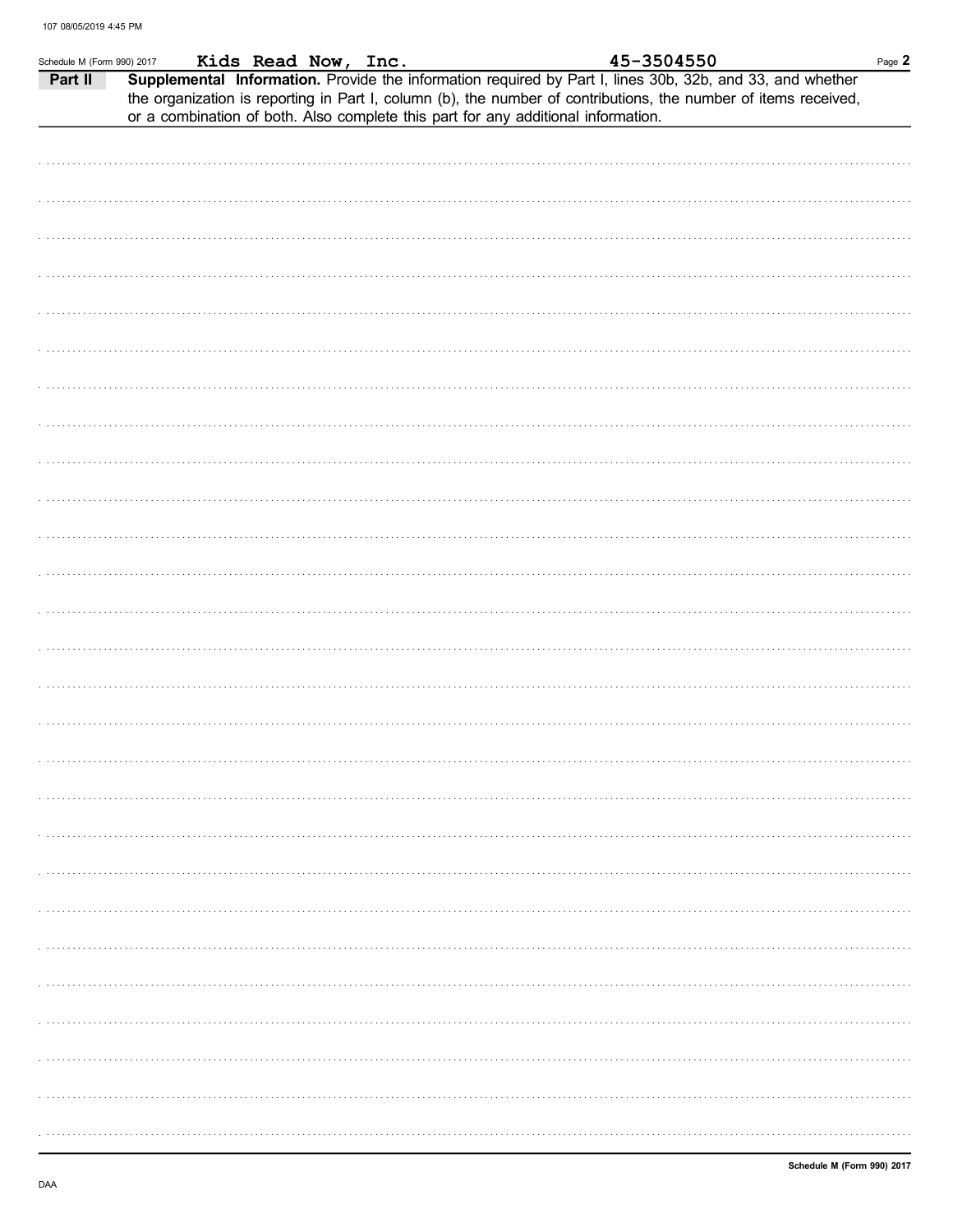Kids Read Now, Inc. 45-3504550

**Part II** **Supplemental Information.** Provide the information required by Part I, lines 30b, 32b, and 33, and whether the organization is reporting in Part I, column (b), the number of contributions, the number of items received, or a combination of both. Also complete this part for any additional information.

DAA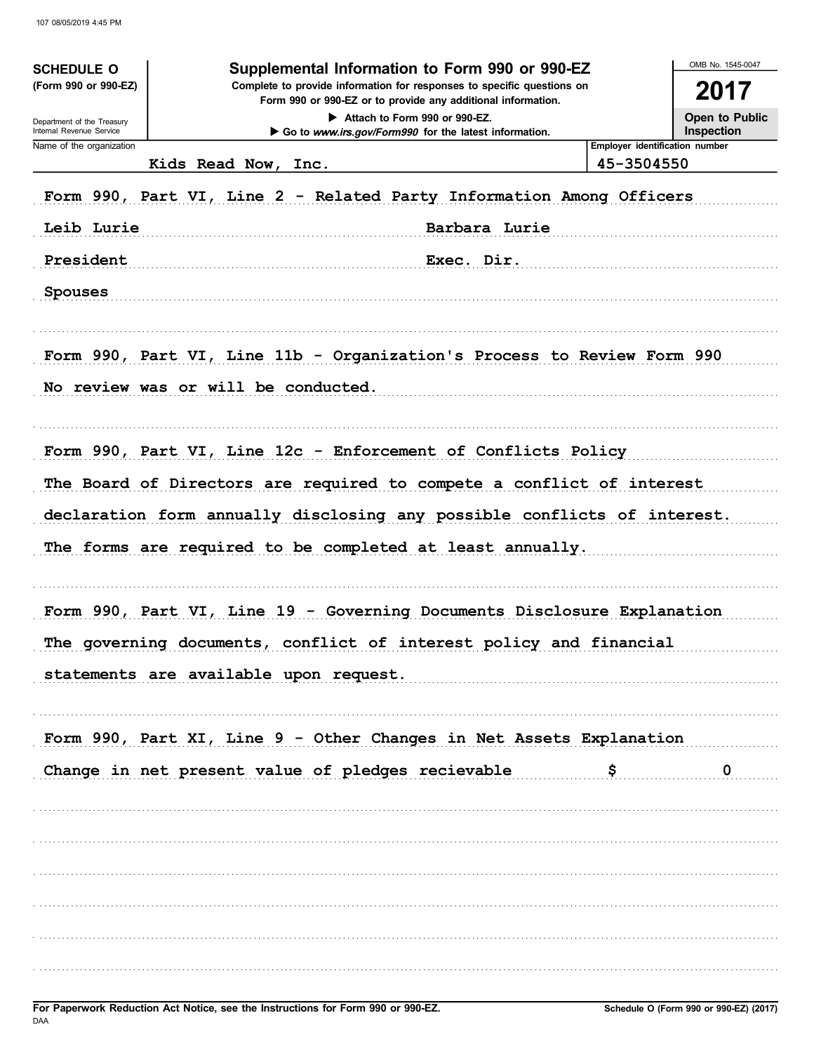**SCHEDULE O**
**(Form 990 or 990-EZ)**

Department of the Treasury
Internal Revenue Service

# Supplemental Information to Form 990 or 990-EZ

**Complete to provide information for responses to specific questions on Form 990 or 990-EZ or to provide any additional information.**

▶ Attach to Form 990 or 990-EZ.
▶ Go to *www.irs.gov/Form990* for the latest information.

OMB No. 1545-0047

**2017**

**Open to Public Inspection**

| Name of the organization | Employer identification number |
|---|---|
| Kids Read Now, Inc. | 45-3504550 |

Form 990, Part VI, Line 2 - Related Party Information Among Officers

| | |
|---|---|
| Leib Lurie | Barbara Lurie |
| President | Exec. Dir. |
| Spouses | |

Form 990, Part VI, Line 11b - Organization's Process to Review Form 990

No review was or will be conducted.

Form 990, Part VI, Line 12c - Enforcement of Conflicts Policy

The Board of Directors are required to compete a conflict of interest declaration form annually disclosing any possible conflicts of interest. The forms are required to be completed at least annually.

Form 990, Part VI, Line 19 - Governing Documents Disclosure Explanation

The governing documents, conflict of interest policy and financial statements are available upon request.

Form 990, Part XI, Line 9 - Other Changes in Net Assets Explanation

Change in net present value of pledges recievable $ 0

For Paperwork Reduction Act Notice, see the Instructions for Form 990 or 990-EZ.

Schedule O (Form 990 or 990-EZ) (2017)

DAA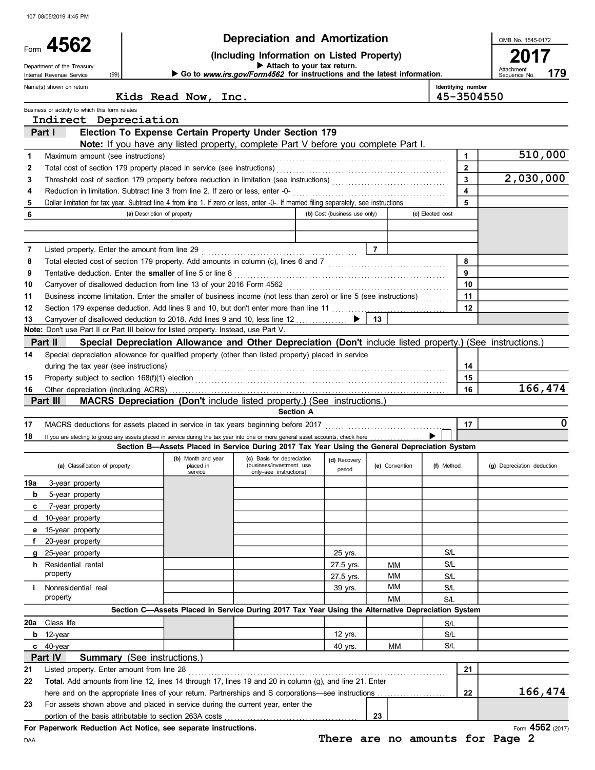107 08/05/2019 4:45 PM

# Form 4562

**Depreciation and Amortization**
**(Including Information on Listed Property)**
▶ Attach to your tax return.
▶ Go to *www.irs.gov/Form4562* for instructions and the latest information.

Department of the Treasury
Internal Revenue Service (99)

OMB No. 1545-0172
**2017**
Attachment Sequence No. **179**

Name(s) shown on return: Kids Read Now, Inc.
Identifying number: 45-3504550

Business or activity to which this form relates: Indirect Depreciation

## Part I — Election To Expense Certain Property Under Section 179

**Note:** If you have any listed property, complete Part V before you complete Part I.

| | | | |
|---|---|---|---|
| 1 | Maximum amount (see instructions) | 1 | 510,000 |
| 2 | Total cost of section 179 property placed in service (see instructions) | 2 | |
| 3 | Threshold cost of section 179 property before reduction in limitation (see instructions) | 3 | 2,030,000 |
| 4 | Reduction in limitation. Subtract line 3 from line 2. If zero or less, enter -0- | 4 | |
| 5 | Dollar limitation for tax year. Subtract line 4 from line 1. If zero or less, enter -0-. If married filing separately, see instructions | 5 | |

| 6 (a) Description of property | (b) Cost (business use only) | (c) Elected cost |
|---|---|---|
| | | |
| | | |

| | | | |
|---|---|---|---|
| 7 | Listed property. Enter the amount from line 29 | 7 | |
| 8 | Total elected cost of section 179 property. Add amounts in column (c), lines 6 and 7 | 8 | |
| 9 | Tentative deduction. Enter the **smaller** of line 5 or line 8 | 9 | |
| 10 | Carryover of disallowed deduction from line 13 of your 2016 Form 4562 | 10 | |
| 11 | Business income limitation. Enter the smaller of business income (not less than zero) or line 5 (see instructions) | 11 | |
| 12 | Section 179 expense deduction. Add lines 9 and 10, but don't enter more than line 11 | 12 | |
| 13 | Carryover of disallowed deduction to 2018. Add lines 9 and 10, less line 12 ▶ | 13 | |

**Note:** Don't use Part II or Part III below for listed property. Instead, use Part V.

## Part II — Special Depreciation Allowance and Other Depreciation (Don't include listed property.) (See instructions.)

| | | | |
|---|---|---|---|
| 14 | Special depreciation allowance for qualified property (other than listed property) placed in service during the tax year (see instructions) | 14 | |
| 15 | Property subject to section 168(f)(1) election | 15 | |
| 16 | Other depreciation (including ACRS) | 16 | 166,474 |

## Part III — MACRS Depreciation (Don't include listed property.) (See instructions.)

**Section A**

| | | | |
|---|---|---|---|
| 17 | MACRS deductions for assets placed in service in tax years beginning before 2017 | 17 | 0 |
| 18 | If you are electing to group any assets placed in service during the tax year into one or more general asset accounts, check here ▶ ☐ | | |

**Section B—Assets Placed in Service During 2017 Tax Year Using the General Depreciation System**

| (a) Classification of property | (b) Month and year placed in service | (c) Basis for depreciation (business/investment use only–see instructions) | (d) Recovery period | (e) Convention | (f) Method | (g) Depreciation deduction |
|---|---|---|---|---|---|---|
| 19a 3-year property | | | | | | |
| b 5-year property | | | | | | |
| c 7-year property | | | | | | |
| d 10-year property | | | | | | |
| e 15-year property | | | | | | |
| f 20-year property | | | | | | |
| g 25-year property | | | 25 yrs. | | S/L | |
| h Residential rental property | | | 27.5 yrs. | MM | S/L | |
| | | | 27.5 yrs. | MM | S/L | |
| i Nonresidential real property | | | 39 yrs. | MM | S/L | |
| | | | | MM | S/L | |

**Section C—Assets Placed in Service During 2017 Tax Year Using the Alternative Depreciation System**

| (a) Classification of property | (b) Month and year placed in service | (c) Basis for depreciation | (d) Recovery period | (e) Convention | (f) Method | (g) Depreciation deduction |
|---|---|---|---|---|---|---|
| 20a Class life | | | | | S/L | |
| b 12-year | | | 12 yrs. | | S/L | |
| c 40-year | | | 40 yrs. | MM | S/L | |

## Part IV — Summary (See instructions.)

| | | | |
|---|---|---|---|
| 21 | Listed property. Enter amount from line 28 | 21 | |
| 22 | **Total.** Add amounts from line 12, lines 14 through 17, lines 19 and 20 in column (g), and line 21. Enter here and on the appropriate lines of your return. Partnerships and S corporations—see instructions | 22 | 166,474 |
| 23 | For assets shown above and placed in service during the current year, enter the portion of the basis attributable to section 263A costs | 23 | |

**For Paperwork Reduction Act Notice, see separate instructions.**

DAA

Form **4562** (2017)

There are no amounts for Page 2